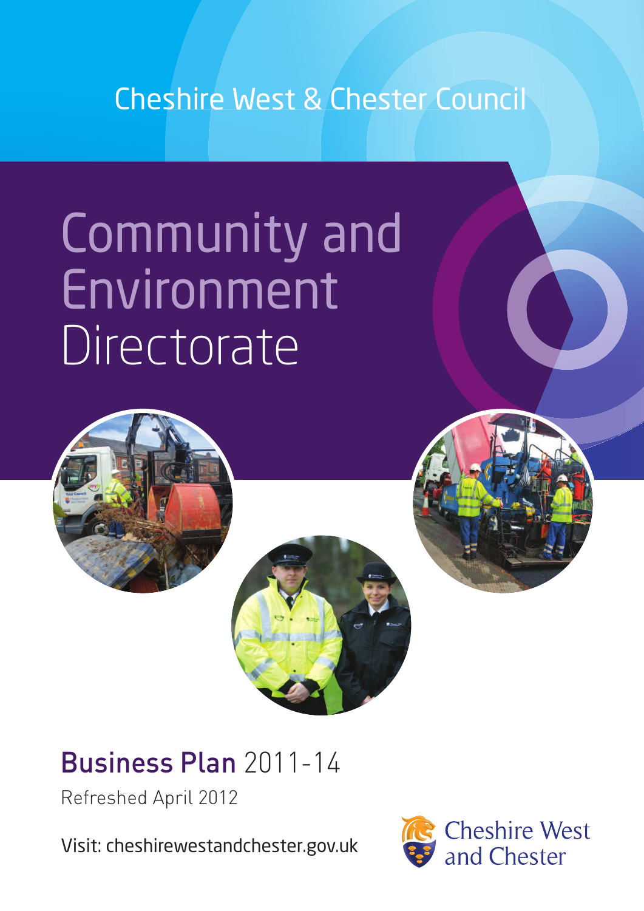Cheshire West & Chester Council

# Community and Environment Directorate

## Business Plan 2011-14

Refreshed April 2012

Visit: cheshirewestandchester.gov.uk

Cheshire West and Chester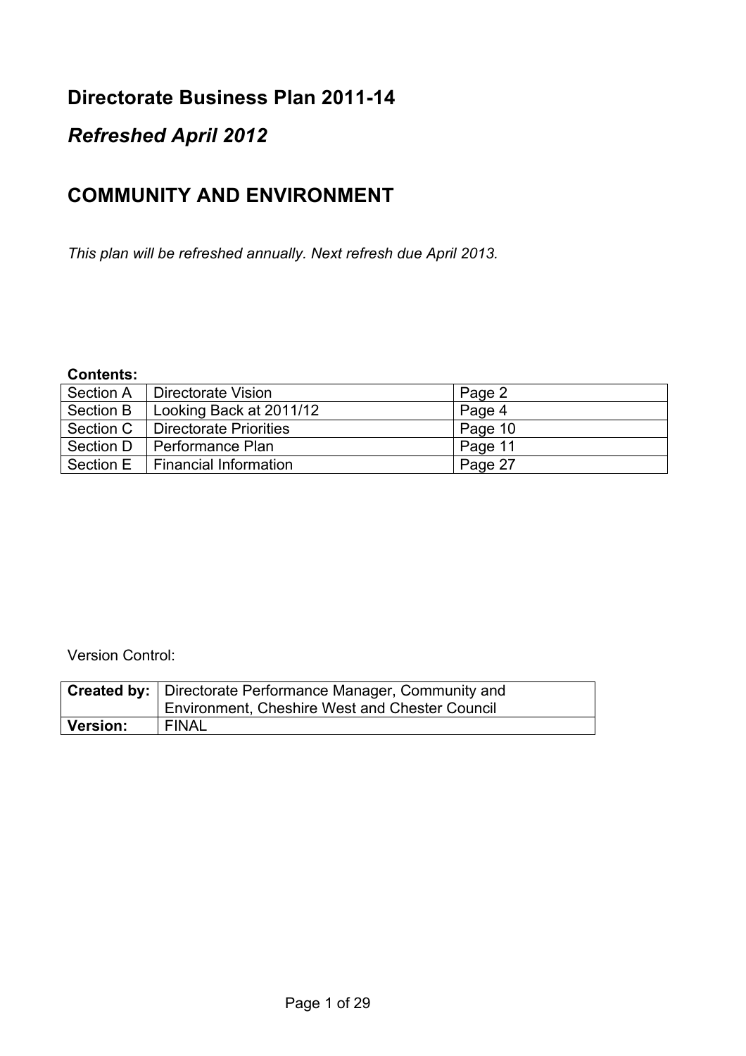# Directorate Business Plan 2011-14

## *Refreshed April 2012*

## COMMUNITY AND ENVIRONMENT

*This plan will be refreshed annually. Next refresh due April 2013.*

**Contents:**

| Section A | Directorate Vision | Page 2 |
|---|---|---|
| Section B | Looking Back at 2011/12 | Page 4 |
| Section C | Directorate Priorities | Page 10 |
| Section D | Performance Plan | Page 11 |
| Section E | Financial Information | Page 27 |

Version Control:

| **Created by:** | Directorate Performance Manager, Community and Environment, Cheshire West and Chester Council |
|---|---|
| **Version:** | FINAL |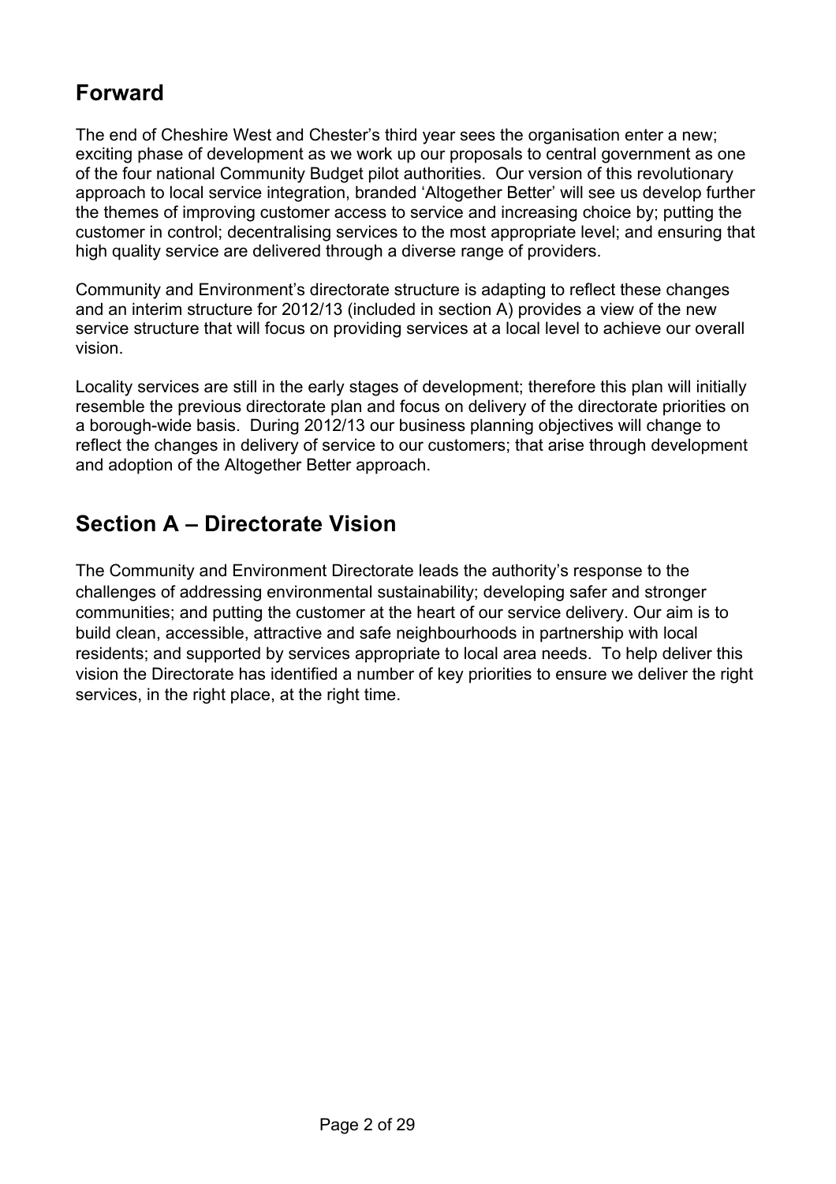## Forward

The end of Cheshire West and Chester's third year sees the organisation enter a new; exciting phase of development as we work up our proposals to central government as one of the four national Community Budget pilot authorities. Our version of this revolutionary approach to local service integration, branded 'Altogether Better' will see us develop further the themes of improving customer access to service and increasing choice by; putting the customer in control; decentralising services to the most appropriate level; and ensuring that high quality service are delivered through a diverse range of providers.

Community and Environment's directorate structure is adapting to reflect these changes and an interim structure for 2012/13 (included in section A) provides a view of the new service structure that will focus on providing services at a local level to achieve our overall vision.

Locality services are still in the early stages of development; therefore this plan will initially resemble the previous directorate plan and focus on delivery of the directorate priorities on a borough-wide basis. During 2012/13 our business planning objectives will change to reflect the changes in delivery of service to our customers; that arise through development and adoption of the Altogether Better approach.

## Section A – Directorate Vision

The Community and Environment Directorate leads the authority's response to the challenges of addressing environmental sustainability; developing safer and stronger communities; and putting the customer at the heart of our service delivery. Our aim is to build clean, accessible, attractive and safe neighbourhoods in partnership with local residents; and supported by services appropriate to local area needs. To help deliver this vision the Directorate has identified a number of key priorities to ensure we deliver the right services, in the right place, at the right time.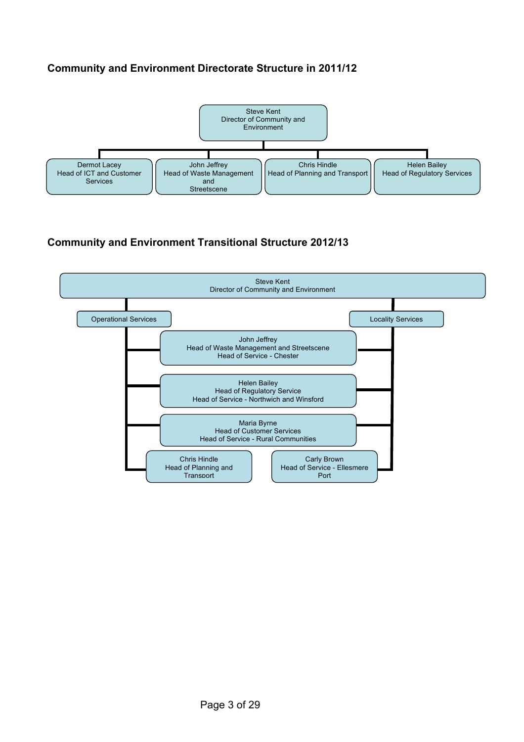## Community and Environment Directorate Structure in 2011/12

Steve Kent
Director of Community and Environment

- Dermot Lacey
  Head of ICT and Customer Services
- John Jeffrey
  Head of Waste Management and Streetscene
- Chris Hindle
  Head of Planning and Transport
- Helen Bailey
  Head of Regulatory Services

## Community and Environment Transitional Structure 2012/13

Steve Kent
Director of Community and Environment

Operational Services

Locality Services

- John Jeffrey
  Head of Waste Management and Streetscene
  Head of Service - Chester
- Helen Bailey
  Head of Regulatory Service
  Head of Service - Northwich and Winsford
- Maria Byrne
  Head of Customer Services
  Head of Service - Rural Communities
- Chris Hindle
  Head of Planning and Transport
- Carly Brown
  Head of Service - Ellesmere Port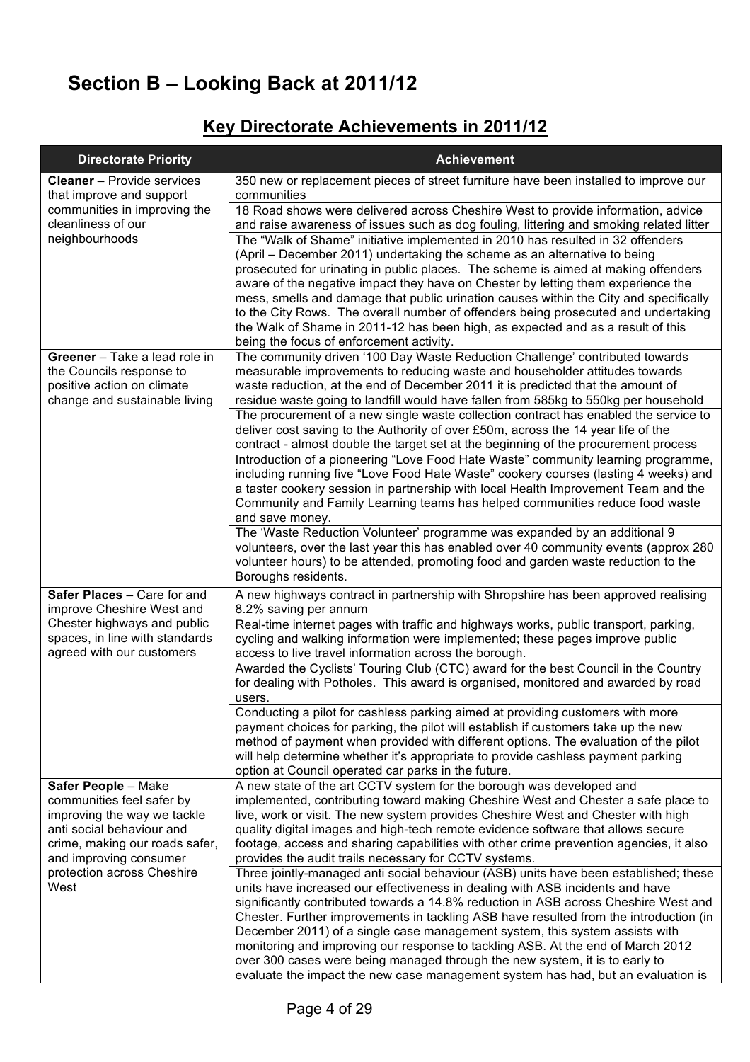# Section B – Looking Back at 2011/12

## Key Directorate Achievements in 2011/12

| Directorate Priority | Achievement |
|---|---|
| **Cleaner** – Provide services that improve and support communities in improving the cleanliness of our neighbourhoods | 350 new or replacement pieces of street furniture have been installed to improve our communities |
| | 18 Road shows were delivered across Cheshire West to provide information, advice and raise awareness of issues such as dog fouling, littering and smoking related litter |
| | The "Walk of Shame" initiative implemented in 2010 has resulted in 32 offenders (April – December 2011) undertaking the scheme as an alternative to being prosecuted for urinating in public places. The scheme is aimed at making offenders aware of the negative impact they have on Chester by letting them experience the mess, smells and damage that public urination causes within the City and specifically to the City Rows. The overall number of offenders being prosecuted and undertaking the Walk of Shame in 2011-12 has been high, as expected and as a result of this being the focus of enforcement activity. |
| **Greener** – Take a lead role in the Councils response to positive action on climate change and sustainable living | The community driven '100 Day Waste Reduction Challenge' contributed towards measurable improvements to reducing waste and householder attitudes towards waste reduction, at the end of December 2011 it is predicted that the amount of residue waste going to landfill would have fallen from 585kg to 550kg per household |
| | The procurement of a new single waste collection contract has enabled the service to deliver cost saving to the Authority of over £50m, across the 14 year life of the contract - almost double the target set at the beginning of the procurement process |
| | Introduction of a pioneering "Love Food Hate Waste" community learning programme, including running five "Love Food Hate Waste" cookery courses (lasting 4 weeks) and a taster cookery session in partnership with local Health Improvement Team and the Community and Family Learning teams has helped communities reduce food waste and save money. |
| | The 'Waste Reduction Volunteer' programme was expanded by an additional 9 volunteers, over the last year this has enabled over 40 community events (approx 280 volunteer hours) to be attended, promoting food and garden waste reduction to the Boroughs residents. |
| **Safer Places** – Care for and improve Cheshire West and Chester highways and public spaces, in line with standards agreed with our customers | A new highways contract in partnership with Shropshire has been approved realising 8.2% saving per annum |
| | Real-time internet pages with traffic and highways works, public transport, parking, cycling and walking information were implemented; these pages improve public access to live travel information across the borough. |
| | Awarded the Cyclists' Touring Club (CTC) award for the best Council in the Country for dealing with Potholes. This award is organised, monitored and awarded by road users. |
| | Conducting a pilot for cashless parking aimed at providing customers with more payment choices for parking, the pilot will establish if customers take up the new method of payment when provided with different options. The evaluation of the pilot will help determine whether it's appropriate to provide cashless payment parking option at Council operated car parks in the future. |
| **Safer People** – Make communities feel safer by improving the way we tackle anti social behaviour and crime, making our roads safer, and improving consumer protection across Cheshire West | A new state of the art CCTV system for the borough was developed and implemented, contributing toward making Cheshire West and Chester a safe place to live, work or visit. The new system provides Cheshire West and Chester with high quality digital images and high-tech remote evidence software that allows secure footage, access and sharing capabilities with other crime prevention agencies, it also provides the audit trails necessary for CCTV systems. |
| | Three jointly-managed anti social behaviour (ASB) units have been established; these units have increased our effectiveness in dealing with ASB incidents and have significantly contributed towards a 14.8% reduction in ASB across Cheshire West and Chester. Further improvements in tackling ASB have resulted from the introduction (in December 2011) of a single case management system, this system assists with monitoring and improving our response to tackling ASB. At the end of March 2012 over 300 cases were being managed through the new system, it is to early to evaluate the impact the new case management system has had, but an evaluation is |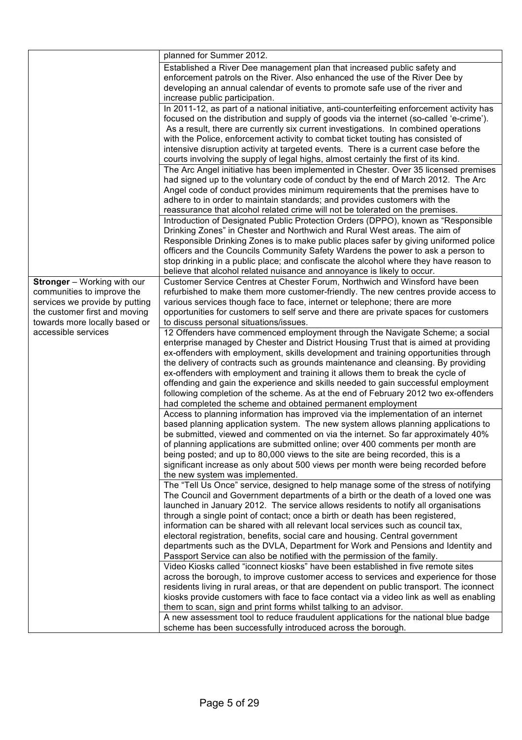| | |
|---|---|
| | planned for Summer 2012. |
| | Established a River Dee management plan that increased public safety and enforcement patrols on the River. Also enhanced the use of the River Dee by developing an annual calendar of events to promote safe use of the river and increase public participation. |
| | In 2011-12, as part of a national initiative, anti-counterfeiting enforcement activity has focused on the distribution and supply of goods via the internet (so-called 'e-crime'). As a result, there are currently six current investigations. In combined operations with the Police, enforcement activity to combat ticket touting has consisted of intensive disruption activity at targeted events. There is a current case before the courts involving the supply of legal highs, almost certainly the first of its kind. |
| | The Arc Angel initiative has been implemented in Chester. Over 35 licensed premises had signed up to the voluntary code of conduct by the end of March 2012. The Arc Angel code of conduct provides minimum requirements that the premises have to adhere to in order to maintain standards; and provides customers with the reassurance that alcohol related crime will not be tolerated on the premises. |
| | Introduction of Designated Public Protection Orders (DPPO), known as "Responsible Drinking Zones" in Chester and Northwich and Rural West areas. The aim of Responsible Drinking Zones is to make public places safer by giving uniformed police officers and the Councils Community Safety Wardens the power to ask a person to stop drinking in a public place; and confiscate the alcohol where they have reason to believe that alcohol related nuisance and annoyance is likely to occur. |
| **Stronger** – Working with our communities to improve the services we provide by putting the customer first and moving towards more locally based or accessible services | Customer Service Centres at Chester Forum, Northwich and Winsford have been refurbished to make them more customer-friendly. The new centres provide access to various services though face to face, internet or telephone; there are more opportunities for customers to self serve and there are private spaces for customers to discuss personal situations/issues. |
| | 12 Offenders have commenced employment through the Navigate Scheme; a social enterprise managed by Chester and District Housing Trust that is aimed at providing ex-offenders with employment, skills development and training opportunities through the delivery of contracts such as grounds maintenance and cleansing. By providing ex-offenders with employment and training it allows them to break the cycle of offending and gain the experience and skills needed to gain successful employment following completion of the scheme. As at the end of February 2012 two ex-offenders had completed the scheme and obtained permanent employment |
| | Access to planning information has improved via the implementation of an internet based planning application system. The new system allows planning applications to be submitted, viewed and commented on via the internet. So far approximately 40% of planning applications are submitted online; over 400 comments per month are being posted; and up to 80,000 views to the site are being recorded, this is a significant increase as only about 500 views per month were being recorded before the new system was implemented. |
| | The "Tell Us Once" service, designed to help manage some of the stress of notifying The Council and Government departments of a birth or the death of a loved one was launched in January 2012. The service allows residents to notify all organisations through a single point of contact; once a birth or death has been registered, information can be shared with all relevant local services such as council tax, electoral registration, benefits, social care and housing. Central government departments such as the DVLA, Department for Work and Pensions and Identity and Passport Service can also be notified with the permission of the family. |
| | Video Kiosks called "iconnect kiosks" have been established in five remote sites across the borough, to improve customer access to services and experience for those residents living in rural areas, or that are dependent on public transport. The iconnect kiosks provide customers with face to face contact via a video link as well as enabling them to scan, sign and print forms whilst talking to an advisor. |
| | A new assessment tool to reduce fraudulent applications for the national blue badge scheme has been successfully introduced across the borough. |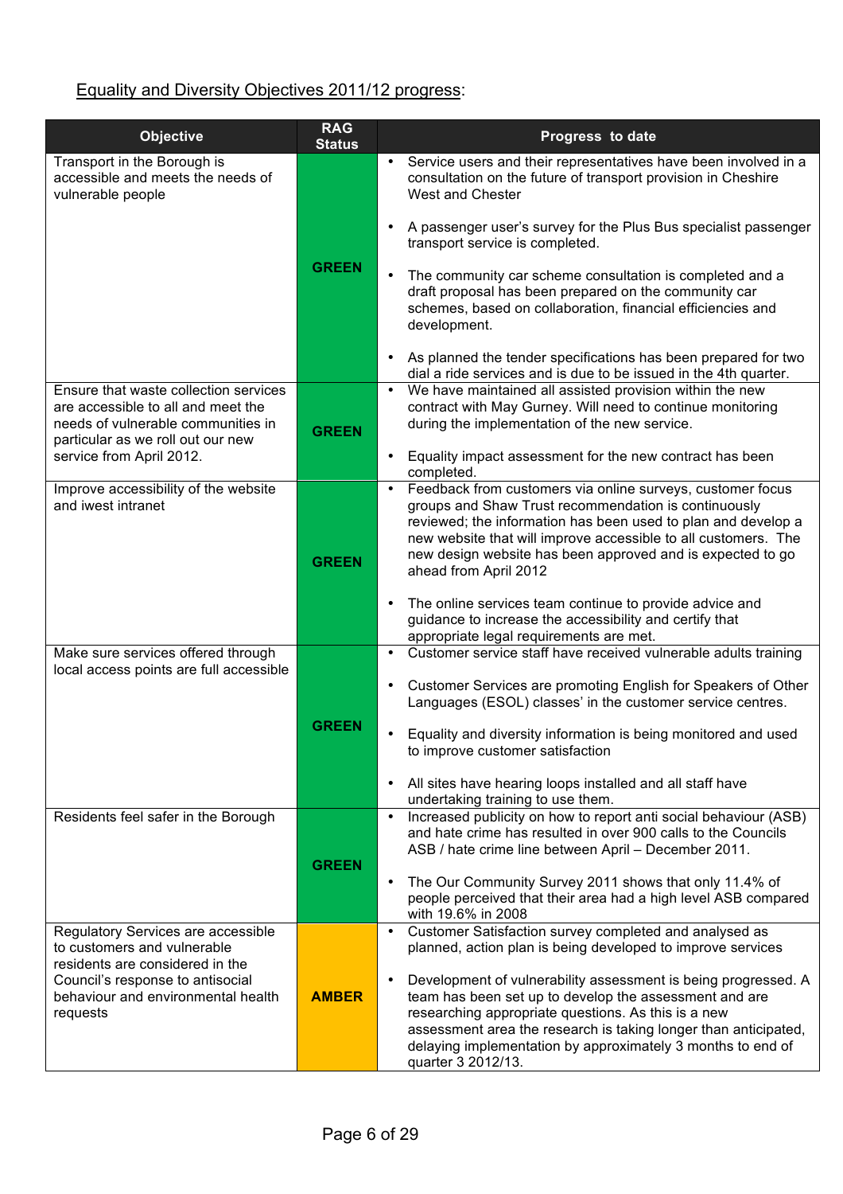<u>Equality and Diversity Objectives 2011/12 progress</u>:

| Objective | RAG Status | Progress to date |
|---|---|---|
| Transport in the Borough is accessible and meets the needs of vulnerable people | GREEN | • Service users and their representatives have been involved in a consultation on the future of transport provision in Cheshire West and Chester<br><br>• A passenger user's survey for the Plus Bus specialist passenger transport service is completed.<br><br>• The community car scheme consultation is completed and a draft proposal has been prepared on the community car schemes, based on collaboration, financial efficiencies and development.<br><br>• As planned the tender specifications has been prepared for two dial a ride services and is due to be issued in the 4th quarter. |
| Ensure that waste collection services are accessible to all and meet the needs of vulnerable communities in particular as we roll out our new service from April 2012. | GREEN | • We have maintained all assisted provision within the new contract with May Gurney. Will need to continue monitoring during the implementation of the new service.<br><br>• Equality impact assessment for the new contract has been completed. |
| Improve accessibility of the website and iwest intranet | GREEN | • Feedback from customers via online surveys, customer focus groups and Shaw Trust recommendation is continuously reviewed; the information has been used to plan and develop a new website that will improve accessible to all customers. The new design website has been approved and is expected to go ahead from April 2012<br><br>• The online services team continue to provide advice and guidance to increase the accessibility and certify that appropriate legal requirements are met. |
| Make sure services offered through local access points are full accessible | GREEN | • Customer service staff have received vulnerable adults training<br><br>• Customer Services are promoting English for Speakers of Other Languages (ESOL) classes' in the customer service centres.<br><br>• Equality and diversity information is being monitored and used to improve customer satisfaction<br><br>• All sites have hearing loops installed and all staff have undertaking training to use them. |
| Residents feel safer in the Borough | GREEN | • Increased publicity on how to report anti social behaviour (ASB) and hate crime has resulted in over 900 calls to the Councils ASB / hate crime line between April – December 2011.<br><br>• The Our Community Survey 2011 shows that only 11.4% of people perceived that their area had a high level ASB compared with 19.6% in 2008 |
| Regulatory Services are accessible to customers and vulnerable residents are considered in the Council's response to antisocial behaviour and environmental health requests | AMBER | • Customer Satisfaction survey completed and analysed as planned, action plan is being developed to improve services<br><br>• Development of vulnerability assessment is being progressed. A team has been set up to develop the assessment and are researching appropriate questions. As this is a new assessment area the research is taking longer than anticipated, delaying implementation by approximately 3 months to end of quarter 3 2012/13. |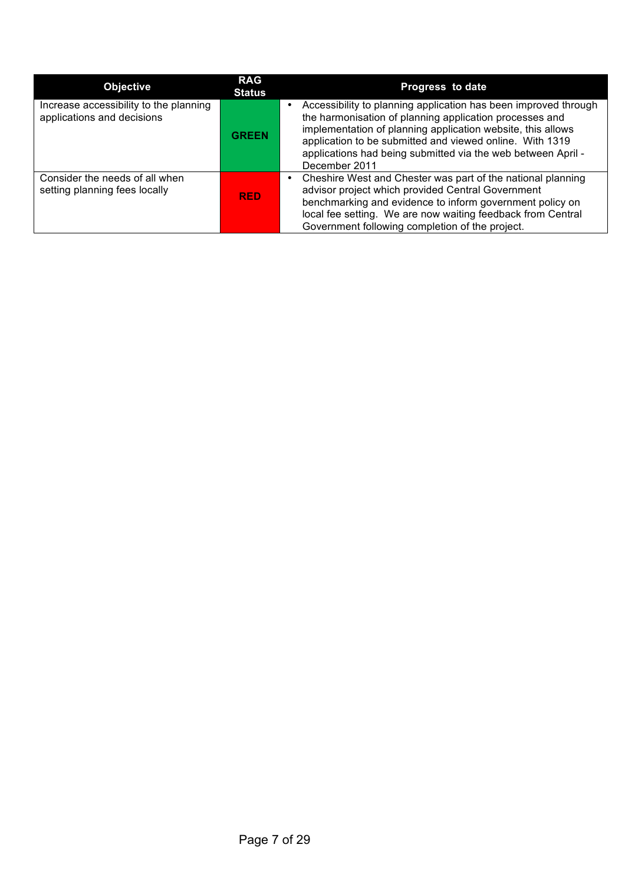| Objective | RAG Status | Progress to date |
|---|---|---|
| Increase accessibility to the planning applications and decisions | GREEN | • Accessibility to planning application has been improved through the harmonisation of planning application processes and implementation of planning application website, this allows application to be submitted and viewed online. With 1319 applications had being submitted via the web between April - December 2011 |
| Consider the needs of all when setting planning fees locally | RED | • Cheshire West and Chester was part of the national planning advisor project which provided Central Government benchmarking and evidence to inform government policy on local fee setting. We are now waiting feedback from Central Government following completion of the project. |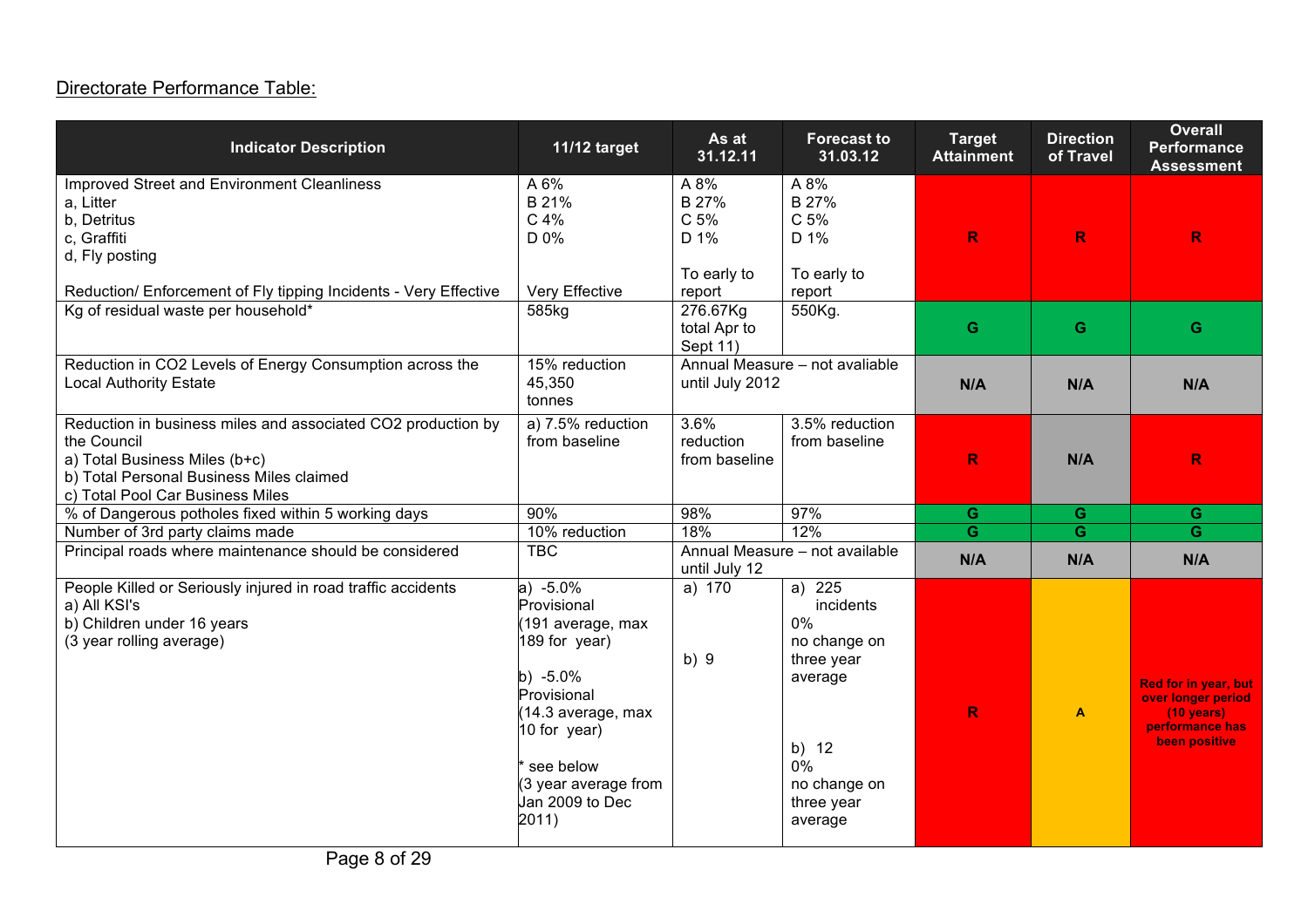Directorate Performance Table:

| Indicator Description | 11/12 target | As at 31.12.11 | Forecast to 31.03.12 | Target Attainment | Direction of Travel | Overall Performance Assessment |
|---|---|---|---|---|---|---|
| Improved Street and Environment Cleanliness<br>a, Litter<br>b, Detritus<br>c, Graffiti<br>d, Fly posting<br><br>Reduction/ Enforcement of Fly tipping Incidents - Very Effective | A 6%<br>B 21%<br>C 4%<br>D 0%<br><br>Very Effective | A 8%<br>B 27%<br>C 5%<br>D 1%<br><br>To early to report | A 8%<br>B 27%<br>C 5%<br>D 1%<br><br>To early to report | R | R | R |
| Kg of residual waste per household* | 585kg | 276.67Kg total Apr to Sept 11) | 550Kg. | G | G | G |
| Reduction in $CO_2$ Levels of Energy Consumption across the Local Authority Estate | 15% reduction 45,350 tonnes | Annual Measure – not avaliable until July 2012 | | N/A | N/A | N/A |
| Reduction in business miles and associated $CO_2$ production by the Council<br>a) Total Business Miles (b+c)<br>b) Total Personal Business Miles claimed<br>c) Total Pool Car Business Miles | a) 7.5% reduction from baseline | 3.6% reduction from baseline | 3.5% reduction from baseline | R | N/A | R |
| % of Dangerous potholes fixed within 5 working days | 90% | 98% | 97% | G | G | G |
| Number of 3rd party claims made | 10% reduction | 18% | 12% | G | G | G |
| Principal roads where maintenance should be considered | TBC | Annual Measure – not available until July 12 | | N/A | N/A | N/A |
| People Killed or Seriously injured in road traffic accidents<br>a) All KSI's<br>b) Children under 16 years<br>(3 year rolling average) | a) -5.0% Provisional (191 average, max 189 for year)<br><br>b) -5.0% Provisional (14.3 average, max 10 for year)<br><br>* see below (3 year average from Jan 2009 to Dec 2011) | a) 170<br><br>b) 9 | a) 225 incidents 0% no change on three year average<br><br>b) 12 0% no change on three year average | R | A | Red for in year, but over longer period (10 years) performance has been positive |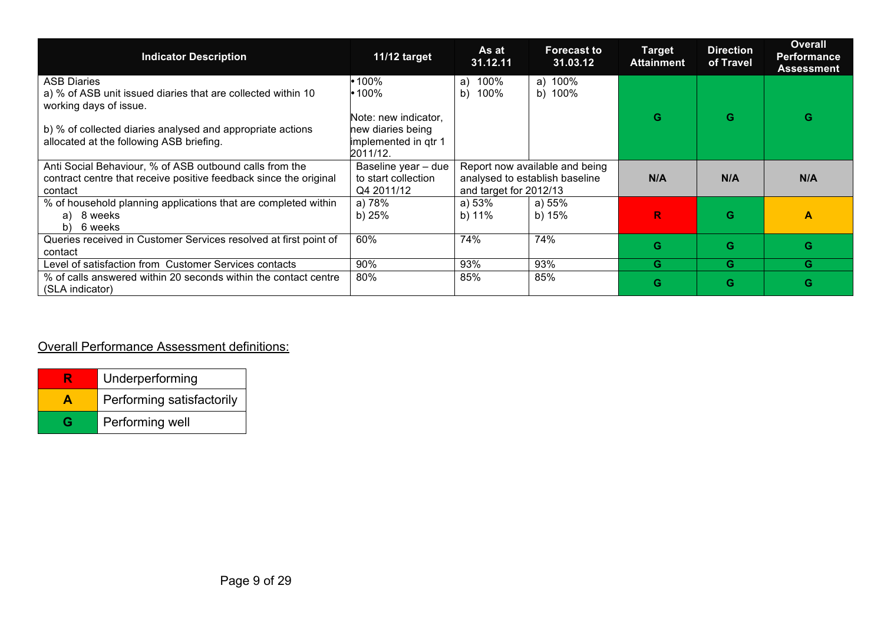| Indicator Description | 11/12 target | As at 31.12.11 | Forecast to 31.03.12 | Target Attainment | Direction of Travel | Overall Performance Assessment |
|---|---|---|---|---|---|---|
| ASB Diaries<br>a) % of ASB unit issued diaries that are collected within 10 working days of issue.<br><br>b) % of collected diaries analysed and appropriate actions allocated at the following ASB briefing. | • 100%<br>• 100%<br><br>Note: new indicator, new diaries being implemented in qtr 1 2011/12. | a) 100%<br>b) 100% | a) 100%<br>b) 100% | G | G | G |
| Anti Social Behaviour, % of ASB outbound calls from the contract centre that receive positive feedback since the original contact | Baseline year – due to start collection Q4 2011/12 | Report now available and being analysed to establish baseline and target for 2012/13 | | N/A | N/A | N/A |
| % of household planning applications that are completed within<br>a) 8 weeks<br>b) 6 weeks | a) 78%<br>b) 25% | a) 53%<br>b) 11% | a) 55%<br>b) 15% | R | G | A |
| Queries received in Customer Services resolved at first point of contact | 60% | 74% | 74% | G | G | G |
| Level of satisfaction from Customer Services contacts | 90% | 93% | 93% | G | G | G |
| % of calls answered within 20 seconds within the contact centre (SLA indicator) | 80% | 85% | 85% | G | G | G |

<u>Overall Performance Assessment definitions:</u>

| | |
|---|---|
| R | Underperforming |
| A | Performing satisfactorily |
| G | Performing well |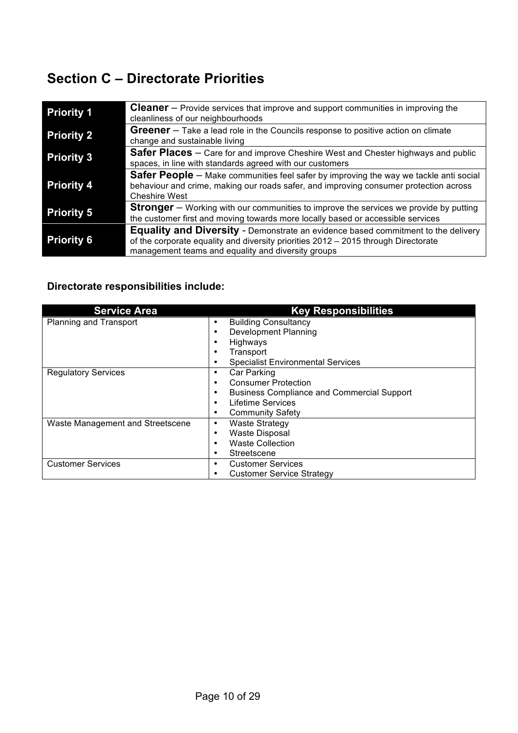## Section C – Directorate Priorities

| | |
|---|---|
| **Priority 1** | **Cleaner** – Provide services that improve and support communities in improving the cleanliness of our neighbourhoods |
| **Priority 2** | **Greener** – Take a lead role in the Councils response to positive action on climate change and sustainable living |
| **Priority 3** | **Safer Places** – Care for and improve Cheshire West and Chester highways and public spaces, in line with standards agreed with our customers |
| **Priority 4** | **Safer People** – Make communities feel safer by improving the way we tackle anti social behaviour and crime, making our roads safer, and improving consumer protection across Cheshire West |
| **Priority 5** | **Stronger** – Working with our communities to improve the services we provide by putting the customer first and moving towards more locally based or accessible services |
| **Priority 6** | **Equality and Diversity** - Demonstrate an evidence based commitment to the delivery of the corporate equality and diversity priorities 2012 – 2015 through Directorate management teams and equality and diversity groups |

### Directorate responsibilities include:

| Service Area | Key Responsibilities |
|---|---|
| Planning and Transport | • Building Consultancy<br>• Development Planning<br>• Highways<br>• Transport<br>• Specialist Environmental Services |
| Regulatory Services | • Car Parking<br>• Consumer Protection<br>• Business Compliance and Commercial Support<br>• Lifetime Services<br>• Community Safety |
| Waste Management and Streetscene | • Waste Strategy<br>• Waste Disposal<br>• Waste Collection<br>• Streetscene |
| Customer Services | • Customer Services<br>• Customer Service Strategy |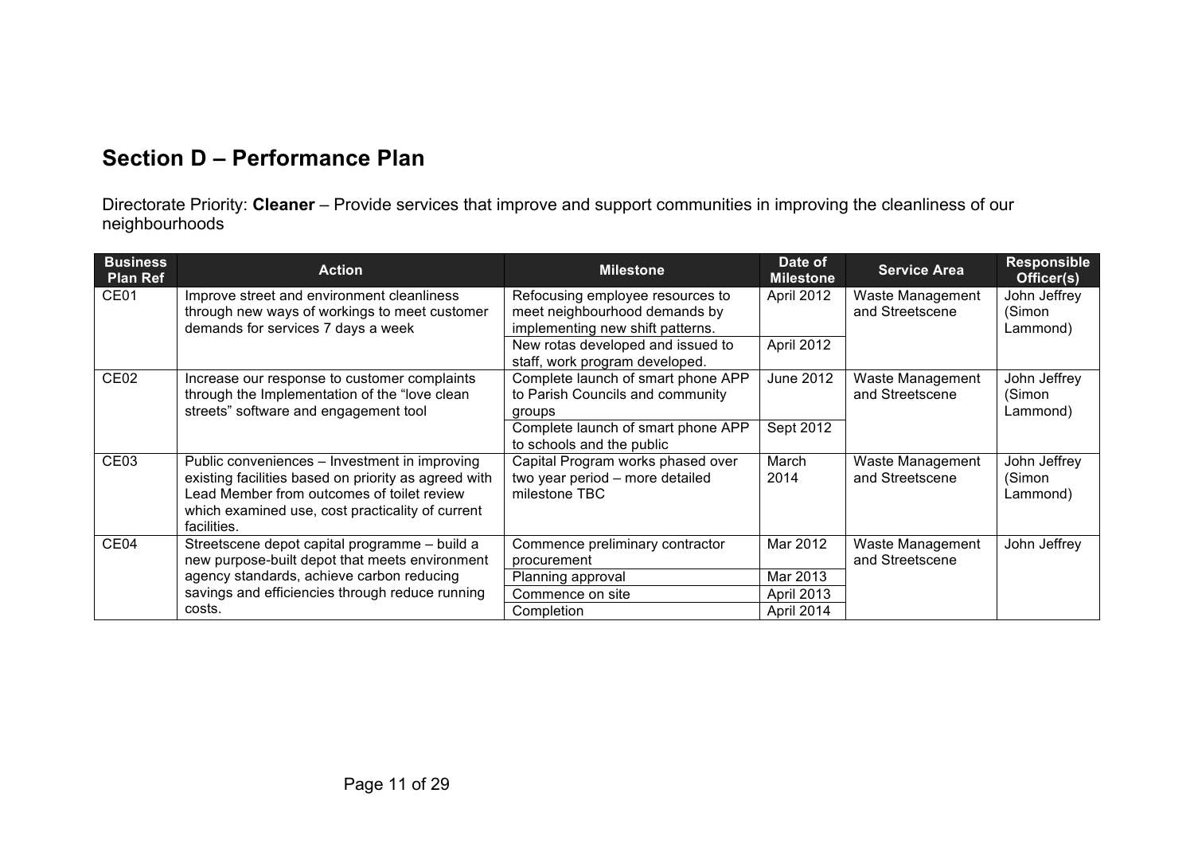## Section D – Performance Plan

Directorate Priority: **Cleaner** – Provide services that improve and support communities in improving the cleanliness of our neighbourhoods

| Business Plan Ref | Action | Milestone | Date of Milestone | Service Area | Responsible Officer(s) |
|---|---|---|---|---|---|
| CE01 | Improve street and environment cleanliness through new ways of workings to meet customer demands for services 7 days a week | Refocusing employee resources to meet neighbourhood demands by implementing new shift patterns. | April 2012 | Waste Management and Streetscene | John Jeffrey (Simon Lammond) |
| | | New rotas developed and issued to staff, work program developed. | April 2012 | | |
| CE02 | Increase our response to customer complaints through the Implementation of the "love clean streets" software and engagement tool | Complete launch of smart phone APP to Parish Councils and community groups | June 2012 | Waste Management and Streetscene | John Jeffrey (Simon Lammond) |
| | | Complete launch of smart phone APP to schools and the public | Sept 2012 | | |
| CE03 | Public conveniences – Investment in improving existing facilities based on priority as agreed with Lead Member from outcomes of toilet review which examined use, cost practicality of current facilities. | Capital Program works phased over two year period – more detailed milestone TBC | March 2014 | Waste Management and Streetscene | John Jeffrey (Simon Lammond) |
| CE04 | Streetscene depot capital programme – build a new purpose-built depot that meets environment agency standards, achieve carbon reducing savings and efficiencies through reduce running costs. | Commence preliminary contractor procurement | Mar 2012 | Waste Management and Streetscene | John Jeffrey |
| | | Planning approval | Mar 2013 | | |
| | | Commence on site | April 2013 | | |
| | | Completion | April 2014 | | |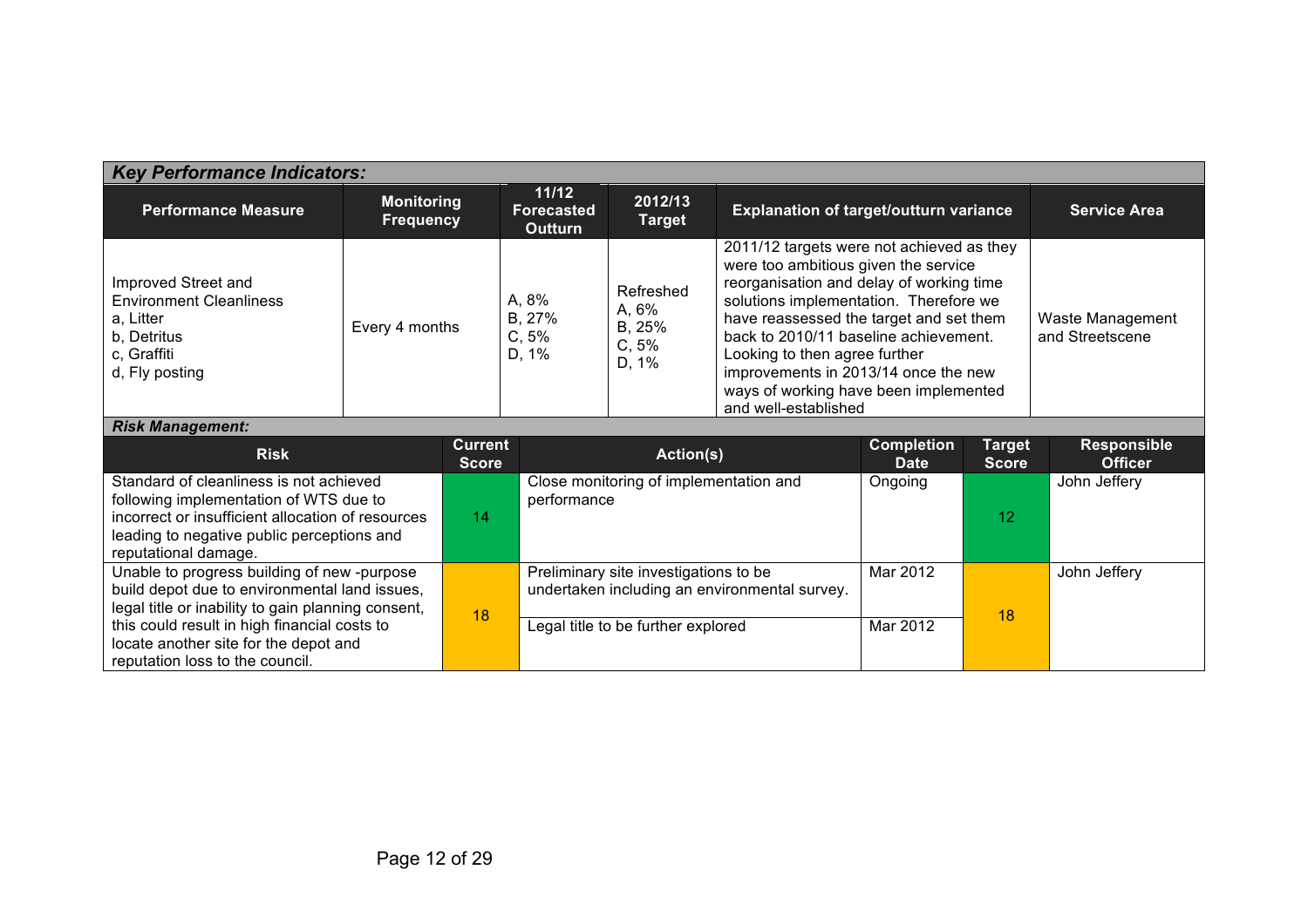***Key Performance Indicators:***

| Performance Measure | Monitoring Frequency | 11/12 Forecasted Outturn | 2012/13 Target | Explanation of target/outturn variance | Service Area |
|---|---|---|---|---|---|
| Improved Street and Environment Cleanliness<br>a, Litter<br>b, Detritus<br>c, Graffiti<br>d, Fly posting | Every 4 months | A, 8%<br>B, 27%<br>C, 5%<br>D, 1% | Refreshed<br>A, 6%<br>B, 25%<br>C, 5%<br>D, 1% | 2011/12 targets were not achieved as they were too ambitious given the service reorganisation and delay of working time solutions implementation. Therefore we have reassessed the target and set them back to 2010/11 baseline achievement. Looking to then agree further improvements in 2013/14 once the new ways of working have been implemented and well-established | Waste Management and Streetscene |

***Risk Management:***

| Risk | Current Score | Action(s) | Completion Date | Target Score | Responsible Officer |
|---|---|---|---|---|---|
| Standard of cleanliness is not achieved following implementation of WTS due to incorrect or insufficient allocation of resources leading to negative public perceptions and reputational damage. | 14 | Close monitoring of implementation and performance | Ongoing | 12 | John Jeffery |
| Unable to progress building of new -purpose build depot due to environmental land issues, legal title or inability to gain planning consent, this could result in high financial costs to locate another site for the depot and reputation loss to the council. | 18 | Preliminary site investigations to be undertaken including an environmental survey. | Mar 2012 | 18 | John Jeffery |
| | | Legal title to be further explored | Mar 2012 | | |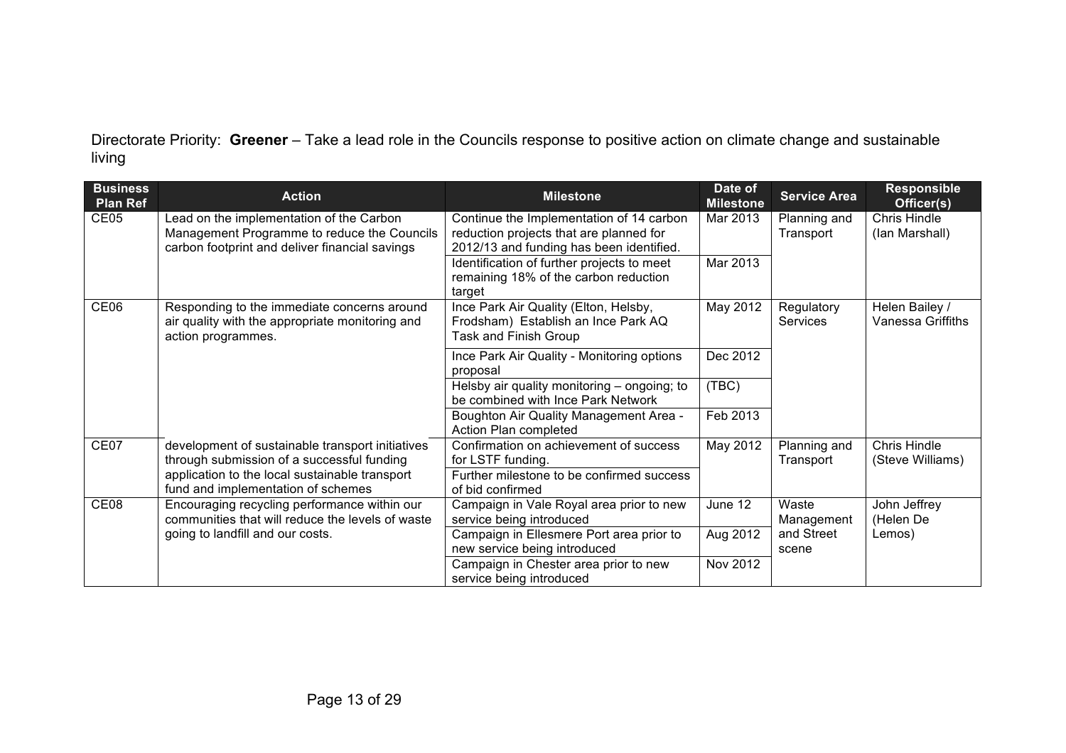Directorate Priority: **Greener** – Take a lead role in the Councils response to positive action on climate change and sustainable living

| Business Plan Ref | Action | Milestone | Date of Milestone | Service Area | Responsible Officer(s) |
|---|---|---|---|---|---|
| CE05 | Lead on the implementation of the Carbon Management Programme to reduce the Councils carbon footprint and deliver financial savings | Continue the Implementation of 14 carbon reduction projects that are planned for 2012/13 and funding has been identified. | Mar 2013 | Planning and Transport | Chris Hindle (Ian Marshall) |
| | | Identification of further projects to meet remaining 18% of the carbon reduction target | Mar 2013 | | |
| CE06 | Responding to the immediate concerns around air quality with the appropriate monitoring and action programmes. | Ince Park Air Quality (Elton, Helsby, Frodsham) Establish an Ince Park AQ Task and Finish Group | May 2012 | Regulatory Services | Helen Bailey / Vanessa Griffiths |
| | | Ince Park Air Quality - Monitoring options proposal | Dec 2012 | | |
| | | Helsby air quality monitoring – ongoing; to be combined with Ince Park Network | (TBC) | | |
| | | Boughton Air Quality Management Area - Action Plan completed | Feb 2013 | | |
| CE07 | development of sustainable transport initiatives through submission of a successful funding application to the local sustainable transport fund and implementation of schemes | Confirmation on achievement of success for LSTF funding. | May 2012 | Planning and Transport | Chris Hindle (Steve Williams) |
| | | Further milestone to be confirmed success of bid confirmed | | | |
| CE08 | Encouraging recycling performance within our communities that will reduce the levels of waste going to landfill and our costs. | Campaign in Vale Royal area prior to new service being introduced | June 12 | Waste Management and Street scene | John Jeffrey (Helen De Lemos) |
| | | Campaign in Ellesmere Port area prior to new service being introduced | Aug 2012 | | |
| | | Campaign in Chester area prior to new service being introduced | Nov 2012 | | |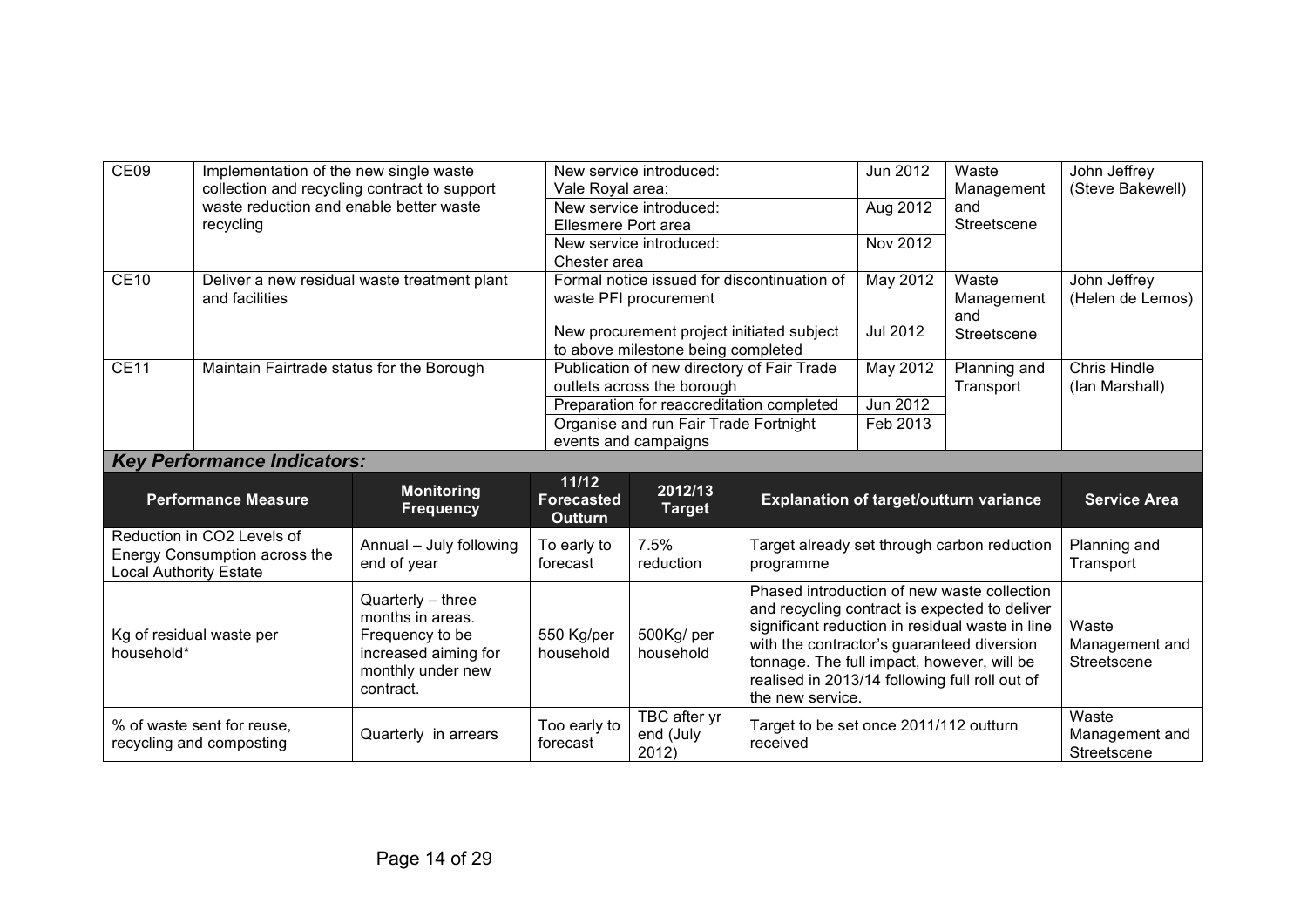| | | | | | |
|---|---|---|---|---|---|
| CE09 | Implementation of the new single waste collection and recycling contract to support waste reduction and enable better waste recycling | New service introduced: Vale Royal area: | Jun 2012 | Waste Management and Streetscene | John Jeffrey (Steve Bakewell) |
| | | New service introduced: Ellesmere Port area | Aug 2012 | | |
| | | New service introduced: Chester area | Nov 2012 | | |
| CE10 | Deliver a new residual waste treatment plant and facilities | Formal notice issued for discontinuation of waste PFI procurement | May 2012 | Waste Management and Streetscene | John Jeffrey (Helen de Lemos) |
| | | New procurement project initiated subject to above milestone being completed | Jul 2012 | | |
| CE11 | Maintain Fairtrade status for the Borough | Publication of new directory of Fair Trade outlets across the borough | May 2012 | Planning and Transport | Chris Hindle (Ian Marshall) |
| | | Preparation for reaccreditation completed | Jun 2012 | | |
| | | Organise and run Fair Trade Fortnight events and campaigns | Feb 2013 | | |

### *Key Performance Indicators:*

| Performance Measure | Monitoring Frequency | 11/12 Forecasted Outturn | 2012/13 Target | Explanation of target/outturn variance | Service Area |
|---|---|---|---|---|---|
| Reduction in $CO_2$ Levels of Energy Consumption across the Local Authority Estate | Annual – July following end of year | To early to forecast | 7.5% reduction | Target already set through carbon reduction programme | Planning and Transport |
| Kg of residual waste per household* | Quarterly – three months in areas. Frequency to be increased aiming for monthly under new contract. | 550 Kg/per household | 500Kg/ per household | Phased introduction of new waste collection and recycling contract is expected to deliver significant reduction in residual waste in line with the contractor's guaranteed diversion tonnage. The full impact, however, will be realised in 2013/14 following full roll out of the new service. | Waste Management and Streetscene |
| % of waste sent for reuse, recycling and composting | Quarterly in arrears | Too early to forecast | TBC after yr end (July 2012) | Target to be set once 2011/112 outturn received | Waste Management and Streetscene |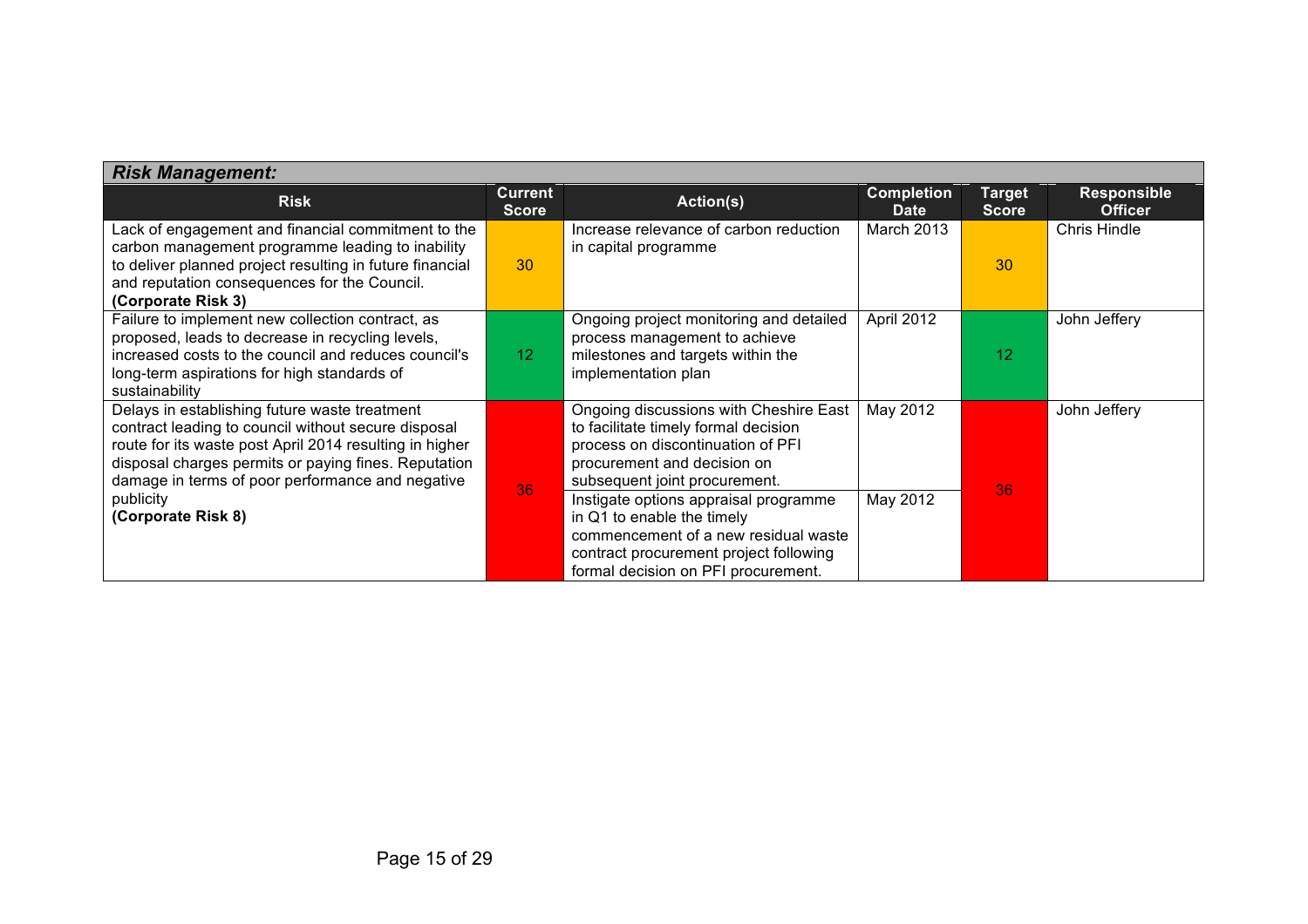***Risk Management:***

| Risk | Current Score | Action(s) | Completion Date | Target Score | Responsible Officer |
|---|---|---|---|---|---|
| Lack of engagement and financial commitment to the carbon management programme leading to inability to deliver planned project resulting in future financial and reputation consequences for the Council. **(Corporate Risk 3)** | 30 | Increase relevance of carbon reduction in capital programme | March 2013 | 30 | Chris Hindle |
| Failure to implement new collection contract, as proposed, leads to decrease in recycling levels, increased costs to the council and reduces council's long-term aspirations for high standards of sustainability | 12 | Ongoing project monitoring and detailed process management to achieve milestones and targets within the implementation plan | April 2012 | 12 | John Jeffery |
| Delays in establishing future waste treatment contract leading to council without secure disposal route for its waste post April 2014 resulting in higher disposal charges permits or paying fines. Reputation damage in terms of poor performance and negative publicity **(Corporate Risk 8)** | 36 | Ongoing discussions with Cheshire East to facilitate timely formal decision process on discontinuation of PFI procurement and decision on subsequent joint procurement. | May 2012 | 36 | John Jeffery |
| | | Instigate options appraisal programme in Q1 to enable the timely commencement of a new residual waste contract procurement project following formal decision on PFI procurement. | May 2012 | | |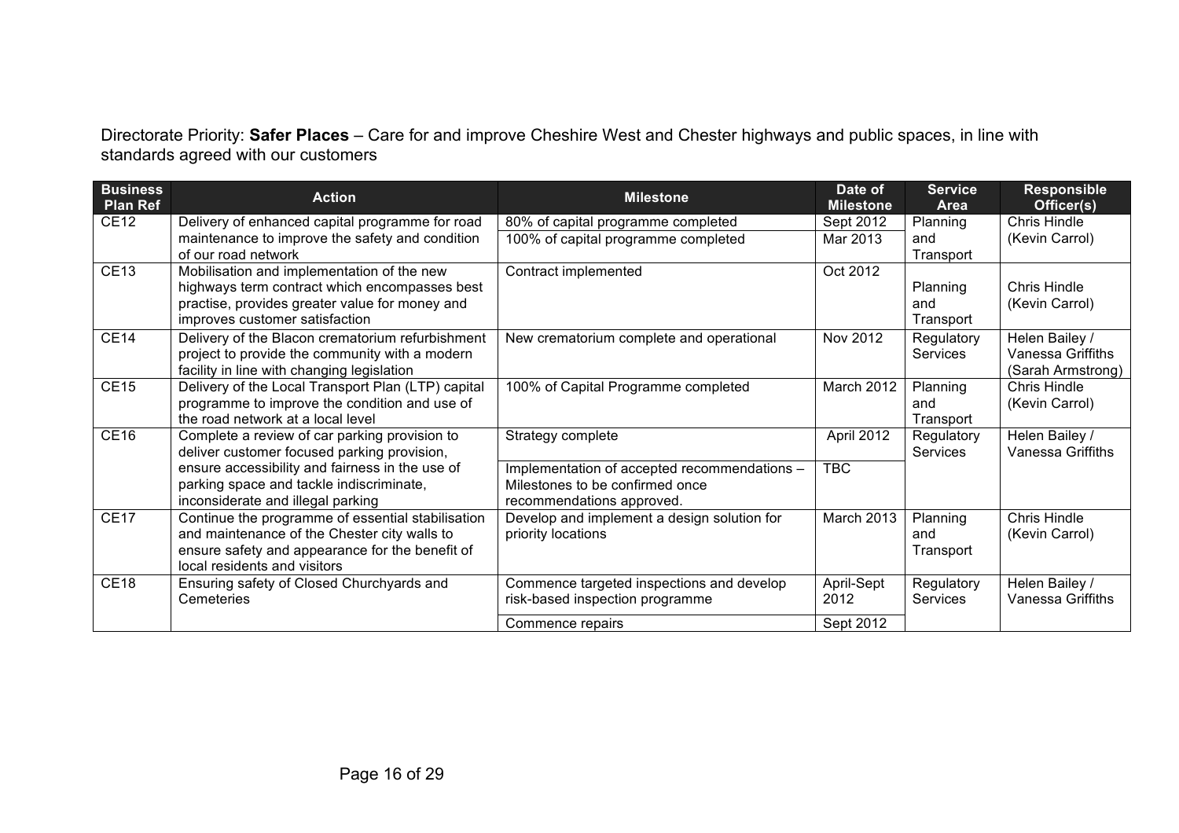Directorate Priority: **Safer Places** – Care for and improve Cheshire West and Chester highways and public spaces, in line with standards agreed with our customers

| Business Plan Ref | Action | Milestone | Date of Milestone | Service Area | Responsible Officer(s) |
|---|---|---|---|---|---|
| CE12 | Delivery of enhanced capital programme for road maintenance to improve the safety and condition of our road network | 80% of capital programme completed | Sept 2012 | Planning and Transport | Chris Hindle (Kevin Carrol) |
| | | 100% of capital programme completed | Mar 2013 | | |
| CE13 | Mobilisation and implementation of the new highways term contract which encompasses best practise, provides greater value for money and improves customer satisfaction | Contract implemented | Oct 2012 | Planning and Transport | Chris Hindle (Kevin Carrol) |
| CE14 | Delivery of the Blacon crematorium refurbishment project to provide the community with a modern facility in line with changing legislation | New crematorium complete and operational | Nov 2012 | Regulatory Services | Helen Bailey / Vanessa Griffiths (Sarah Armstrong) |
| CE15 | Delivery of the Local Transport Plan (LTP) capital programme to improve the condition and use of the road network at a local level | 100% of Capital Programme completed | March 2012 | Planning and Transport | Chris Hindle (Kevin Carrol) |
| CE16 | Complete a review of car parking provision to deliver customer focused parking provision, ensure accessibility and fairness in the use of parking space and tackle indiscriminate, inconsiderate and illegal parking | Strategy complete | April 2012 | Regulatory Services | Helen Bailey / Vanessa Griffiths |
| | | Implementation of accepted recommendations – Milestones to be confirmed once recommendations approved. | TBC | | |
| CE17 | Continue the programme of essential stabilisation and maintenance of the Chester city walls to ensure safety and appearance for the benefit of local residents and visitors | Develop and implement a design solution for priority locations | March 2013 | Planning and Transport | Chris Hindle (Kevin Carrol) |
| CE18 | Ensuring safety of Closed Churchyards and Cemeteries | Commence targeted inspections and develop risk-based inspection programme | April-Sept 2012 | Regulatory Services | Helen Bailey / Vanessa Griffiths |
| | | Commence repairs | Sept 2012 | | |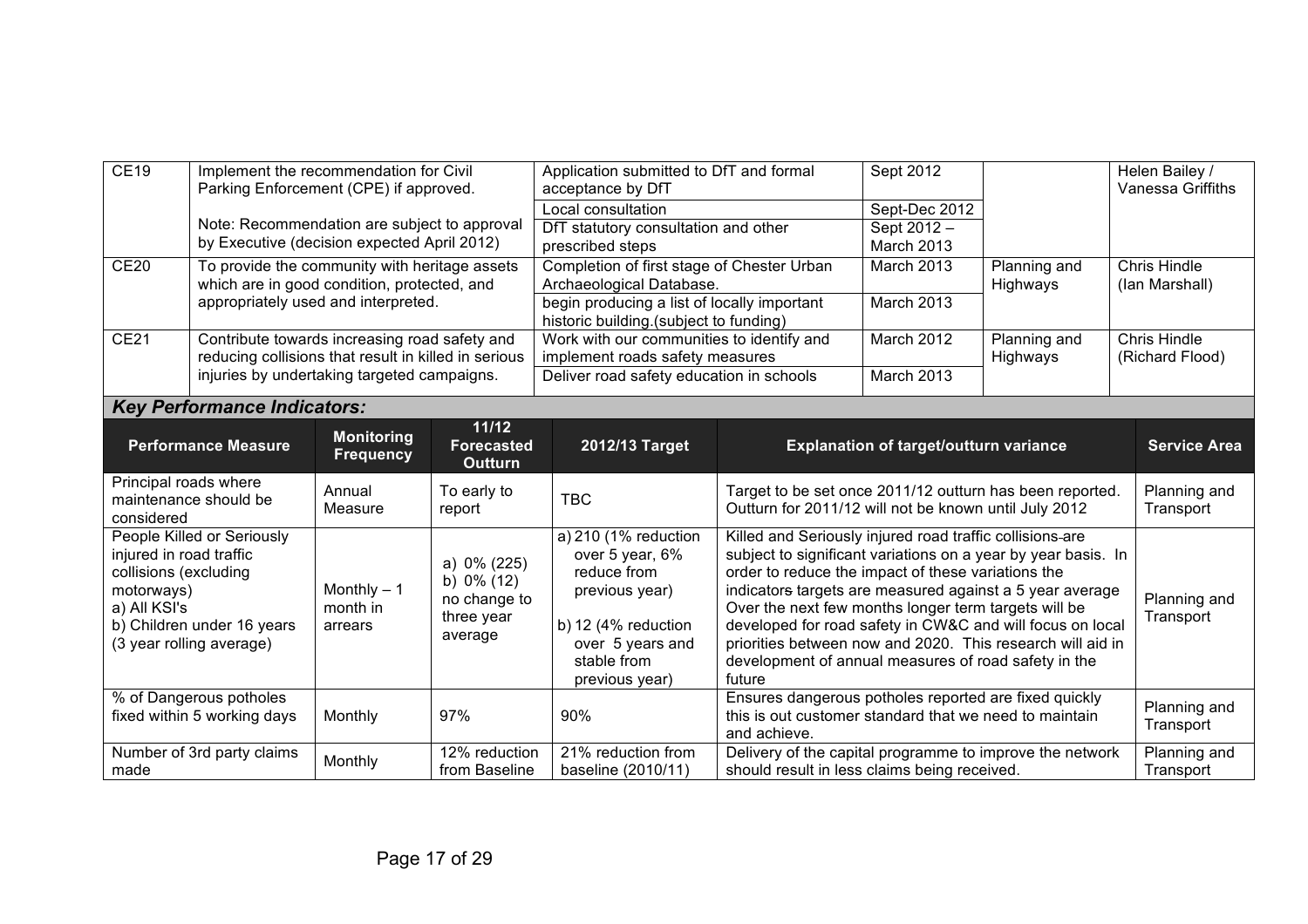| CE19 | Implement the recommendation for Civil Parking Enforcement (CPE) if approved.<br><br>Note: Recommendation are subject to approval by Executive (decision expected April 2012) | Application submitted to DfT and formal acceptance by DfT | Sept 2012 | | Helen Bailey / Vanessa Griffiths |
|---|---|---|---|---|---|
| | | Local consultation | Sept-Dec 2012 | | |
| | | DfT statutory consultation and other prescribed steps | Sept 2012 – March 2013 | | |
| CE20 | To provide the community with heritage assets which are in good condition, protected, and appropriately used and interpreted. | Completion of first stage of Chester Urban Archaeological Database. | March 2013 | Planning and Highways | Chris Hindle (Ian Marshall) |
| | | begin producing a list of locally important historic building.(subject to funding) | March 2013 | | |
| CE21 | Contribute towards increasing road safety and reducing collisions that result in killed in serious injuries by undertaking targeted campaigns. | Work with our communities to identify and implement roads safety measures | March 2012 | Planning and Highways | Chris Hindle (Richard Flood) |
| | | Deliver road safety education in schools | March 2013 | | |

***Key Performance Indicators:***

| Performance Measure | Monitoring Frequency | 11/12 Forecasted Outturn | 2012/13 Target | Explanation of target/outturn variance | Service Area |
|---|---|---|---|---|---|
| Principal roads where maintenance should be considered | Annual Measure | To early to report | TBC | Target to be set once 2011/12 outturn has been reported. Outturn for 2011/12 will not be known until July 2012 | Planning and Transport |
| People Killed or Seriously injured in road traffic collisions (excluding motorways)<br>a) All KSI's<br>b) Children under 16 years (3 year rolling average) | Monthly – 1 month in arrears | a) 0% (225)<br>b) 0% (12)<br>no change to three year average | a) 210 (1% reduction over 5 year, 6% reduce from previous year)<br>b) 12 (4% reduction over 5 years and stable from previous year) | Killed and Seriously injured road traffic collisions are subject to significant variations on a year by year basis. In order to reduce the impact of these variations the indicators targets are measured against a 5 year average Over the next few months longer term targets will be developed for road safety in CW&C and will focus on local priorities between now and 2020. This research will aid in development of annual measures of road safety in the future | Planning and Transport |
| % of Dangerous potholes fixed within 5 working days | Monthly | 97% | 90% | Ensures dangerous potholes reported are fixed quickly this is out customer standard that we need to maintain and achieve. | Planning and Transport |
| Number of 3rd party claims made | Monthly | 12% reduction from Baseline | 21% reduction from baseline (2010/11) | Delivery of the capital programme to improve the network should result in less claims being received. | Planning and Transport |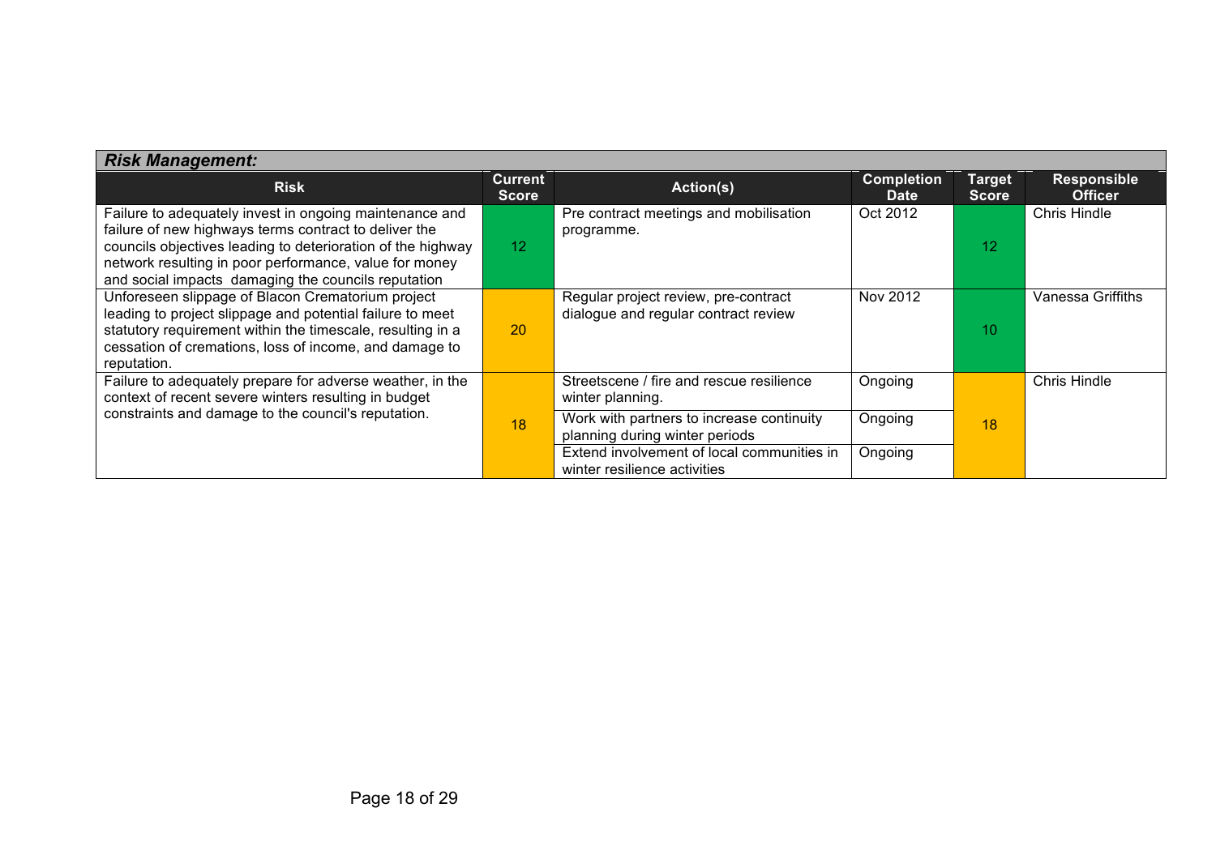| ***Risk Management:*** | | | | | |
|---|---|---|---|---|---|
| **Risk** | **Current Score** | **Action(s)** | **Completion Date** | **Target Score** | **Responsible Officer** |
| Failure to adequately invest in ongoing maintenance and failure of new highways terms contract to deliver the councils objectives leading to deterioration of the highway network resulting in poor performance, value for money and social impacts damaging the councils reputation | 12 | Pre contract meetings and mobilisation programme. | Oct 2012 | 12 | Chris Hindle |
| Unforeseen slippage of Blacon Crematorium project leading to project slippage and potential failure to meet statutory requirement within the timescale, resulting in a cessation of cremations, loss of income, and damage to reputation. | 20 | Regular project review, pre-contract dialogue and regular contract review | Nov 2012 | 10 | Vanessa Griffiths |
| Failure to adequately prepare for adverse weather, in the context of recent severe winters resulting in budget constraints and damage to the council's reputation. | 18 | Streetscene / fire and rescue resilience winter planning. | Ongoing | 18 | Chris Hindle |
| | | Work with partners to increase continuity planning during winter periods | Ongoing | | |
| | | Extend involvement of local communities in winter resilience activities | Ongoing | | |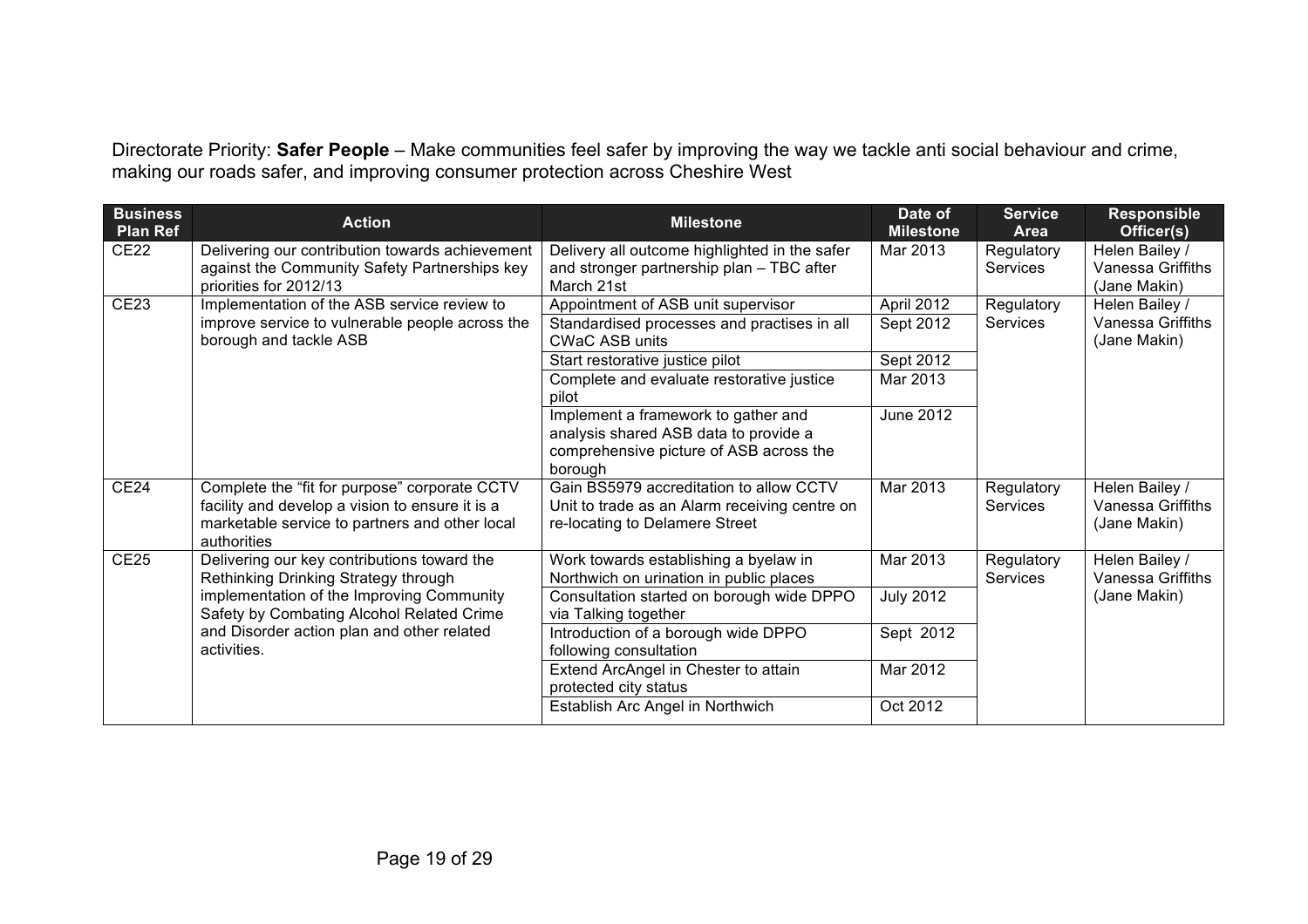Directorate Priority: **Safer People** – Make communities feel safer by improving the way we tackle anti social behaviour and crime, making our roads safer, and improving consumer protection across Cheshire West

| Business Plan Ref | Action | Milestone | Date of Milestone | Service Area | Responsible Officer(s) |
|---|---|---|---|---|---|
| CE22 | Delivering our contribution towards achievement against the Community Safety Partnerships key priorities for 2012/13 | Delivery all outcome highlighted in the safer and stronger partnership plan – TBC after March 21st | Mar 2013 | Regulatory Services | Helen Bailey / Vanessa Griffiths (Jane Makin) |
| CE23 | Implementation of the ASB service review to improve service to vulnerable people across the borough and tackle ASB | Appointment of ASB unit supervisor | April 2012 | Regulatory Services | Helen Bailey / Vanessa Griffiths (Jane Makin) |
| | | Standardised processes and practises in all CWaC ASB units | Sept 2012 | | |
| | | Start restorative justice pilot | Sept 2012 | | |
| | | Complete and evaluate restorative justice pilot | Mar 2013 | | |
| | | Implement a framework to gather and analysis shared ASB data to provide a comprehensive picture of ASB across the borough | June 2012 | | |
| CE24 | Complete the "fit for purpose" corporate CCTV facility and develop a vision to ensure it is a marketable service to partners and other local authorities | Gain BS5979 accreditation to allow CCTV Unit to trade as an Alarm receiving centre on re-locating to Delamere Street | Mar 2013 | Regulatory Services | Helen Bailey / Vanessa Griffiths (Jane Makin) |
| CE25 | Delivering our key contributions toward the Rethinking Drinking Strategy through implementation of the Improving Community Safety by Combating Alcohol Related Crime and Disorder action plan and other related activities. | Work towards establishing a byelaw in Northwich on urination in public places | Mar 2013 | Regulatory Services | Helen Bailey / Vanessa Griffiths (Jane Makin) |
| | | Consultation started on borough wide DPPO via Talking together | July 2012 | | |
| | | Introduction of a borough wide DPPO following consultation | Sept 2012 | | |
| | | Extend ArcAngel in Chester to attain protected city status | Mar 2012 | | |
| | | Establish Arc Angel in Northwich | Oct 2012 | | |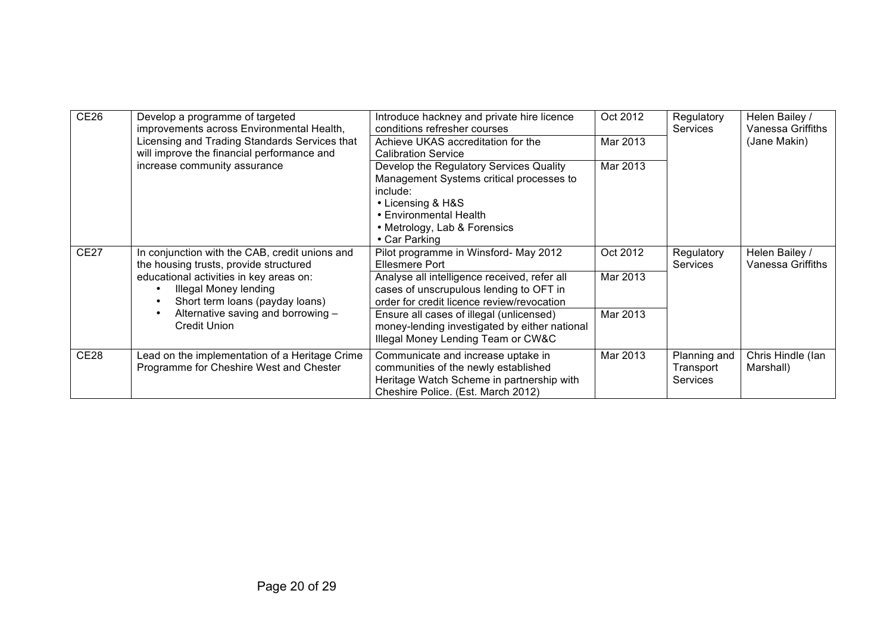| CE26 | Develop a programme of targeted improvements across Environmental Health, Licensing and Trading Standards Services that will improve the financial performance and increase community assurance | Introduce hackney and private hire licence conditions refresher courses | Oct 2012 | Regulatory Services | Helen Bailey / Vanessa Griffiths (Jane Makin) |
|---|---|---|---|---|---|
| | | Achieve UKAS accreditation for the Calibration Service | Mar 2013 | | |
| | | Develop the Regulatory Services Quality Management Systems critical processes to include:<br>• Licensing & H&S<br>• Environmental Health<br>• Metrology, Lab & Forensics<br>• Car Parking | Mar 2013 | | |
| CE27 | In conjunction with the CAB, credit unions and the housing trusts, provide structured educational activities in key areas on:<br>• Illegal Money lending<br>• Short term loans (payday loans)<br>• Alternative saving and borrowing – Credit Union | Pilot programme in Winsford- May 2012 Ellesmere Port | Oct 2012 | Regulatory Services | Helen Bailey / Vanessa Griffiths |
| | | Analyse all intelligence received, refer all cases of unscrupulous lending to OFT in order for credit licence review/revocation | Mar 2013 | | |
| | | Ensure all cases of illegal (unlicensed) money-lending investigated by either national Illegal Money Lending Team or CW&C | Mar 2013 | | |
| CE28 | Lead on the implementation of a Heritage Crime Programme for Cheshire West and Chester | Communicate and increase uptake in communities of the newly established Heritage Watch Scheme in partnership with Cheshire Police. (Est. March 2012) | Mar 2013 | Planning and Transport Services | Chris Hindle (Ian Marshall) |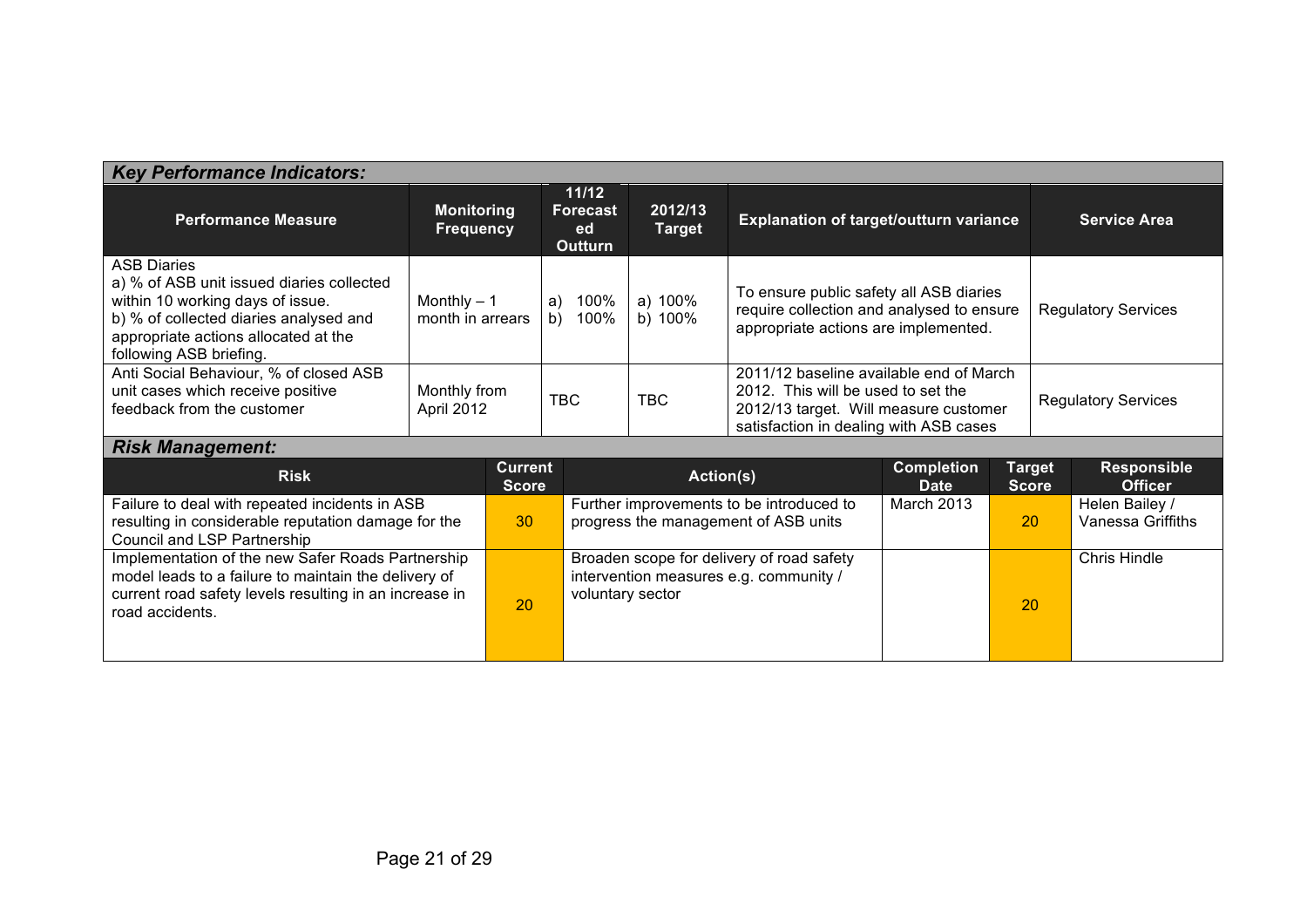### *Key Performance Indicators:*

| Performance Measure | Monitoring Frequency | 11/12 Forecasted Outturn | 2012/13 Target | Explanation of target/outturn variance | Service Area |
|---|---|---|---|---|---|
| ASB Diaries<br>a) % of ASB unit issued diaries collected within 10 working days of issue.<br>b) % of collected diaries analysed and appropriate actions allocated at the following ASB briefing. | Monthly – 1 month in arrears | a) 100%<br>b) 100% | a) 100%<br>b) 100% | To ensure public safety all ASB diaries require collection and analysed to ensure appropriate actions are implemented. | Regulatory Services |
| Anti Social Behaviour, % of closed ASB unit cases which receive positive feedback from the customer | Monthly from April 2012 | TBC | TBC | 2011/12 baseline available end of March 2012. This will be used to set the 2012/13 target. Will measure customer satisfaction in dealing with ASB cases | Regulatory Services |

### *Risk Management:*

| Risk | Current Score | Action(s) | Completion Date | Target Score | Responsible Officer |
|---|---|---|---|---|---|
| Failure to deal with repeated incidents in ASB resulting in considerable reputation damage for the Council and LSP Partnership | 30 | Further improvements to be introduced to progress the management of ASB units | March 2013 | 20 | Helen Bailey / Vanessa Griffiths |
| Implementation of the new Safer Roads Partnership model leads to a failure to maintain the delivery of current road safety levels resulting in an increase in road accidents. | 20 | Broaden scope for delivery of road safety intervention measures e.g. community / voluntary sector | | 20 | Chris Hindle |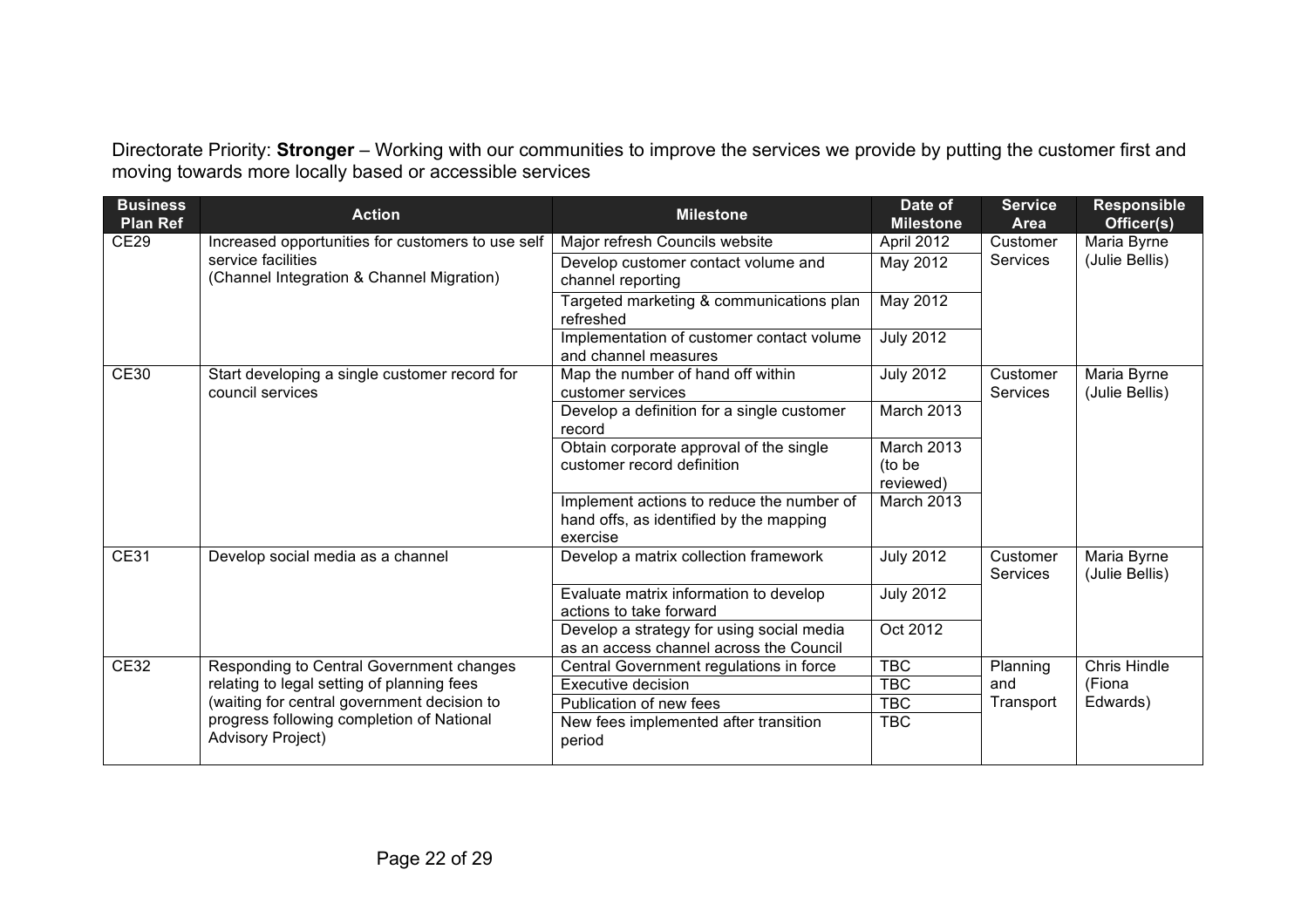Directorate Priority: **Stronger** – Working with our communities to improve the services we provide by putting the customer first and moving towards more locally based or accessible services

| Business Plan Ref | Action | Milestone | Date of Milestone | Service Area | Responsible Officer(s) |
|---|---|---|---|---|---|
| CE29 | Increased opportunities for customers to use self service facilities (Channel Integration & Channel Migration) | Major refresh Councils website | April 2012 | Customer Services | Maria Byrne (Julie Bellis) |
| | | Develop customer contact volume and channel reporting | May 2012 | | |
| | | Targeted marketing & communications plan refreshed | May 2012 | | |
| | | Implementation of customer contact volume and channel measures | July 2012 | | |
| CE30 | Start developing a single customer record for council services | Map the number of hand off within customer services | July 2012 | Customer Services | Maria Byrne (Julie Bellis) |
| | | Develop a definition for a single customer record | March 2013 | | |
| | | Obtain corporate approval of the single customer record definition | March 2013 (to be reviewed) | | |
| | | Implement actions to reduce the number of hand offs, as identified by the mapping exercise | March 2013 | | |
| CE31 | Develop social media as a channel | Develop a matrix collection framework | July 2012 | Customer Services | Maria Byrne (Julie Bellis) |
| | | Evaluate matrix information to develop actions to take forward | July 2012 | | |
| | | Develop a strategy for using social media as an access channel across the Council | Oct 2012 | | |
| CE32 | Responding to Central Government changes relating to legal setting of planning fees (waiting for central government decision to progress following completion of National Advisory Project) | Central Government regulations in force | TBC | Planning and Transport | Chris Hindle (Fiona Edwards) |
| | | Executive decision | TBC | | |
| | | Publication of new fees | TBC | | |
| | | New fees implemented after transition period | TBC | | |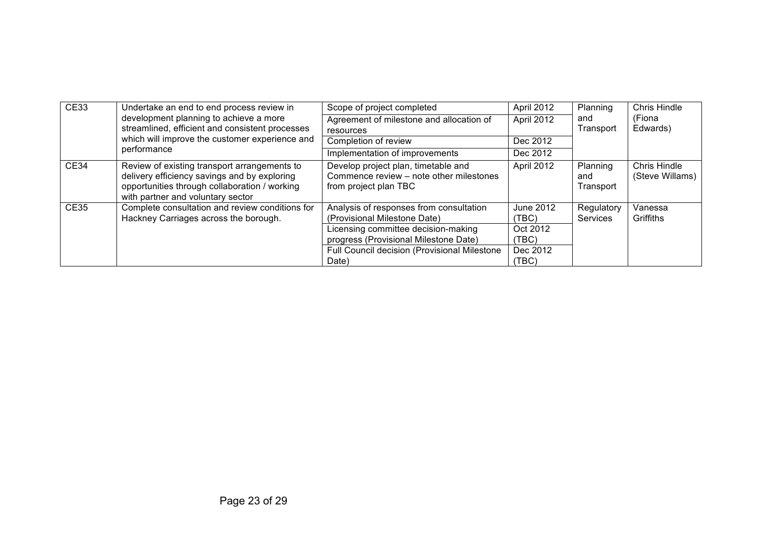| CE33 | Undertake an end to end process review in development planning to achieve a more streamlined, efficient and consistent processes which will improve the customer experience and performance | Scope of project completed | April 2012 | Planning and Transport | Chris Hindle (Fiona Edwards) |
|---|---|---|---|---|---|
| | | Agreement of milestone and allocation of resources | April 2012 | | |
| | | Completion of review | Dec 2012 | | |
| | | Implementation of improvements | Dec 2012 | | |
| CE34 | Review of existing transport arrangements to delivery efficiency savings and by exploring opportunities through collaboration / working with partner and voluntary sector | Develop project plan, timetable and Commence review – note other milestones from project plan TBC | April 2012 | Planning and Transport | Chris Hindle (Steve Willams) |
| CE35 | Complete consultation and review conditions for Hackney Carriages across the borough. | Analysis of responses from consultation (Provisional Milestone Date) | June 2012 (TBC) | Regulatory Services | Vanessa Griffiths |
| | | Licensing committee decision-making progress (Provisional Milestone Date) | Oct 2012 (TBC) | | |
| | | Full Council decision (Provisional Milestone Date) | Dec 2012 (TBC) | | |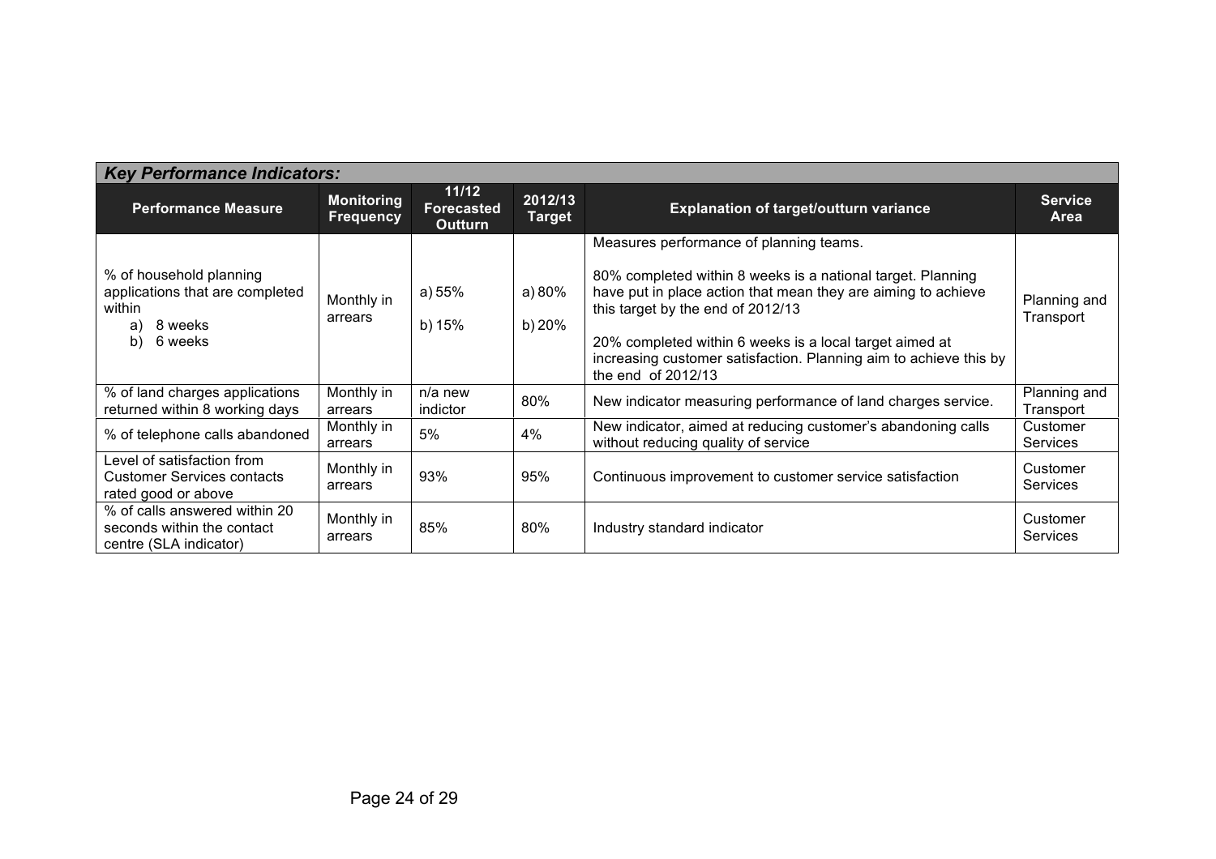| *Key Performance Indicators:* | | | | | |
|---|---|---|---|---|---|
| **Performance Measure** | **Monitoring Frequency** | **11/12 Forecasted Outturn** | **2012/13 Target** | **Explanation of target/outturn variance** | **Service Area** |
| % of household planning applications that are completed within<br>a) 8 weeks<br>b) 6 weeks | Monthly in arrears | a) 55%<br>b) 15% | a) 80%<br>b) 20% | Measures performance of planning teams.<br><br>80% completed within 8 weeks is a national target. Planning have put in place action that mean they are aiming to achieve this target by the end of 2012/13<br><br>20% completed within 6 weeks is a local target aimed at increasing customer satisfaction. Planning aim to achieve this by the end of 2012/13 | Planning and Transport |
| % of land charges applications returned within 8 working days | Monthly in arrears | n/a new indictor | 80% | New indicator measuring performance of land charges service. | Planning and Transport |
| % of telephone calls abandoned | Monthly in arrears | 5% | 4% | New indicator, aimed at reducing customer's abandoning calls without reducing quality of service | Customer Services |
| Level of satisfaction from Customer Services contacts rated good or above | Monthly in arrears | 93% | 95% | Continuous improvement to customer service satisfaction | Customer Services |
| % of calls answered within 20 seconds within the contact centre (SLA indicator) | Monthly in arrears | 85% | 80% | Industry standard indicator | Customer Services |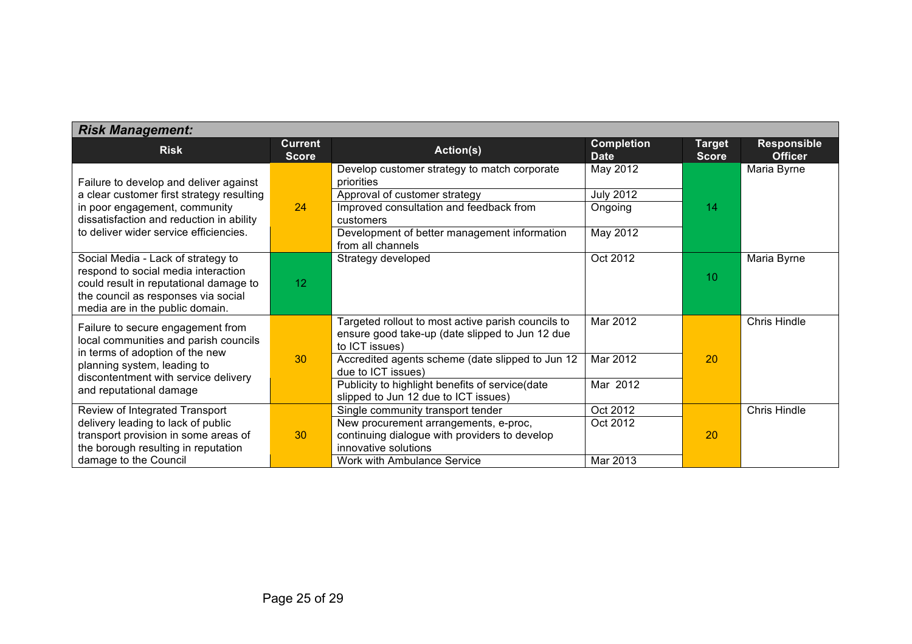**_Risk Management:_**

| Risk | Current Score | Action(s) | Completion Date | Target Score | Responsible Officer |
|---|---|---|---|---|---|
| Failure to develop and deliver against a clear customer first strategy resulting in poor engagement, community dissatisfaction and reduction in ability to deliver wider service efficiencies. | 24 | Develop customer strategy to match corporate priorities | May 2012 | 14 | Maria Byrne |
| | | Approval of customer strategy | July 2012 | | |
| | | Improved consultation and feedback from customers | Ongoing | | |
| | | Development of better management information from all channels | May 2012 | | |
| Social Media - Lack of strategy to respond to social media interaction could result in reputational damage to the council as responses via social media are in the public domain. | 12 | Strategy developed | Oct 2012 | 10 | Maria Byrne |
| Failure to secure engagement from local communities and parish councils in terms of adoption of the new planning system, leading to discontentment with service delivery and reputational damage | 30 | Targeted rollout to most active parish councils to ensure good take-up (date slipped to Jun 12 due to ICT issues) | Mar 2012 | 20 | Chris Hindle |
| | | Accredited agents scheme (date slipped to Jun 12 due to ICT issues) | Mar 2012 | | |
| | | Publicity to highlight benefits of service(date slipped to Jun 12 due to ICT issues) | Mar 2012 | | |
| Review of Integrated Transport delivery leading to lack of public transport provision in some areas of the borough resulting in reputation damage to the Council | 30 | Single community transport tender | Oct 2012 | 20 | Chris Hindle |
| | | New procurement arrangements, e-proc, continuing dialogue with providers to develop innovative solutions | Oct 2012 | | |
| | | Work with Ambulance Service | Mar 2013 | | |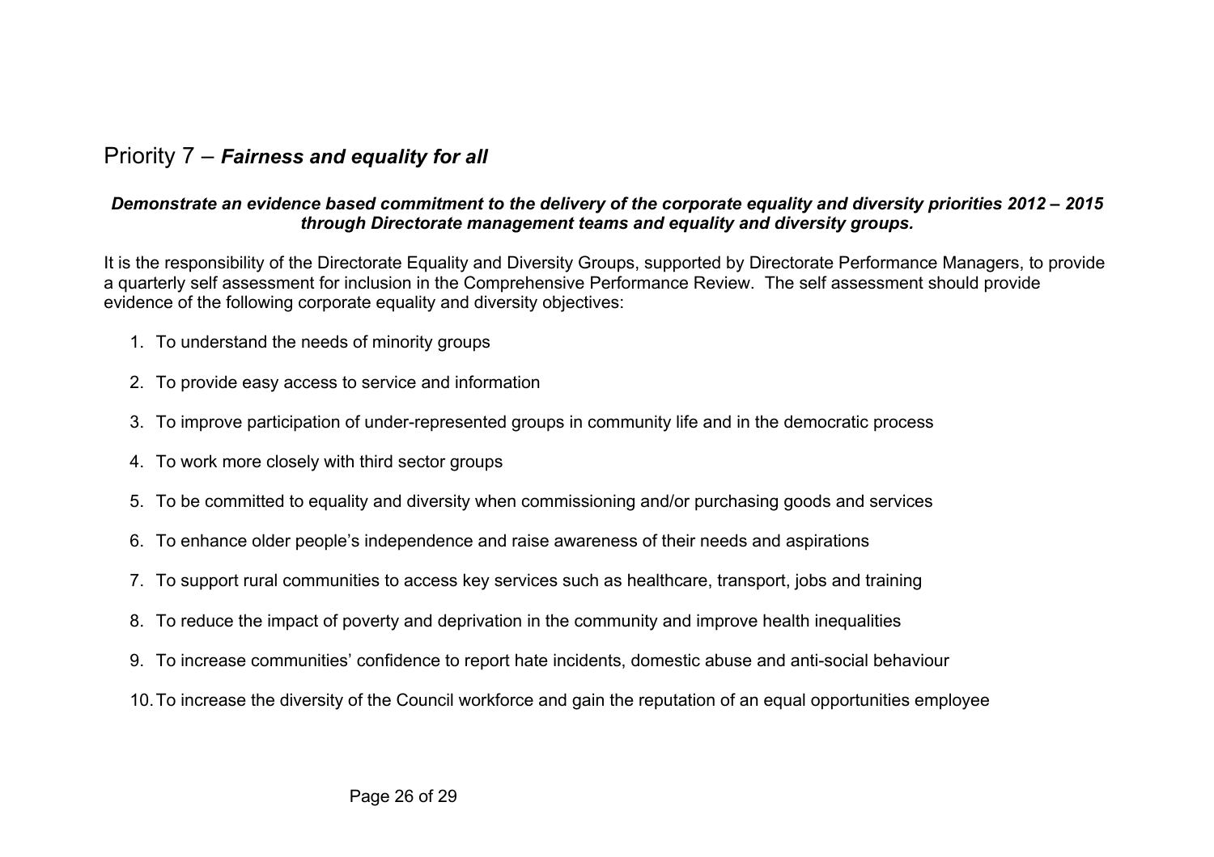## Priority 7 – ***Fairness and equality for all***

***Demonstrate an evidence based commitment to the delivery of the corporate equality and diversity priorities 2012 – 2015 through Directorate management teams and equality and diversity groups.***

It is the responsibility of the Directorate Equality and Diversity Groups, supported by Directorate Performance Managers, to provide a quarterly self assessment for inclusion in the Comprehensive Performance Review. The self assessment should provide evidence of the following corporate equality and diversity objectives:

1. To understand the needs of minority groups
2. To provide easy access to service and information
3. To improve participation of under-represented groups in community life and in the democratic process
4. To work more closely with third sector groups
5. To be committed to equality and diversity when commissioning and/or purchasing goods and services
6. To enhance older people's independence and raise awareness of their needs and aspirations
7. To support rural communities to access key services such as healthcare, transport, jobs and training
8. To reduce the impact of poverty and deprivation in the community and improve health inequalities
9. To increase communities' confidence to report hate incidents, domestic abuse and anti-social behaviour
10. To increase the diversity of the Council workforce and gain the reputation of an equal opportunities employee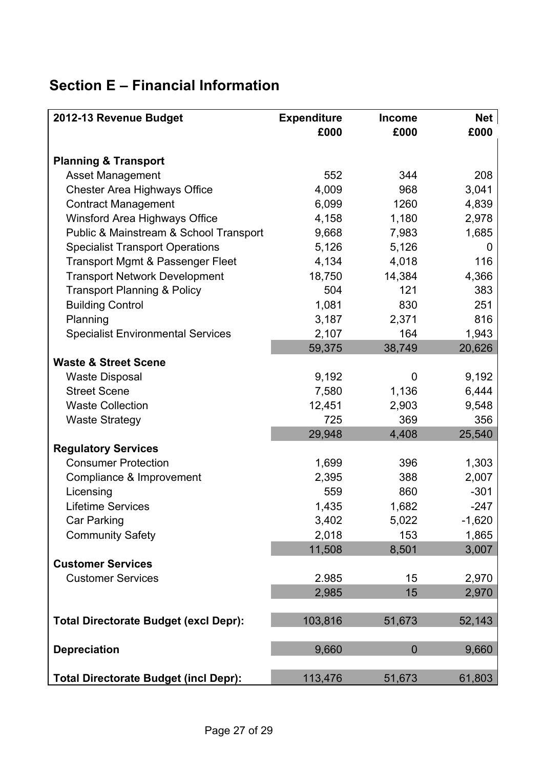## Section E – Financial Information

| 2012-13 Revenue Budget | Expenditure £000 | Income £000 | Net £000 |
|---|---|---|---|
| **Planning & Transport** | | | |
| Asset Management | 552 | 344 | 208 |
| Chester Area Highways Office | 4,009 | 968 | 3,041 |
| Contract Management | 6,099 | 1260 | 4,839 |
| Winsford Area Highways Office | 4,158 | 1,180 | 2,978 |
| Public & Mainstream & School Transport | 9,668 | 7,983 | 1,685 |
| Specialist Transport Operations | 5,126 | 5,126 | 0 |
| Transport Mgmt & Passenger Fleet | 4,134 | 4,018 | 116 |
| Transport Network Development | 18,750 | 14,384 | 4,366 |
| Transport Planning & Policy | 504 | 121 | 383 |
| Building Control | 1,081 | 830 | 251 |
| Planning | 3,187 | 2,371 | 816 |
| Specialist Environmental Services | 2,107 | 164 | 1,943 |
| | 59,375 | 38,749 | 20,626 |
| **Waste & Street Scene** | | | |
| Waste Disposal | 9,192 | 0 | 9,192 |
| Street Scene | 7,580 | 1,136 | 6,444 |
| Waste Collection | 12,451 | 2,903 | 9,548 |
| Waste Strategy | 725 | 369 | 356 |
| | 29,948 | 4,408 | 25,540 |
| **Regulatory Services** | | | |
| Consumer Protection | 1,699 | 396 | 1,303 |
| Compliance & Improvement | 2,395 | 388 | 2,007 |
| Licensing | 559 | 860 | -301 |
| Lifetime Services | 1,435 | 1,682 | -247 |
| Car Parking | 3,402 | 5,022 | -1,620 |
| Community Safety | 2,018 | 153 | 1,865 |
| | 11,508 | 8,501 | 3,007 |
| **Customer Services** | | | |
| Customer Services | 2.985 | 15 | 2,970 |
| | 2,985 | 15 | 2,970 |
| **Total Directorate Budget (excl Depr):** | 103,816 | 51,673 | 52,143 |
| **Depreciation** | 9,660 | 0 | 9,660 |
| **Total Directorate Budget (incl Depr):** | 113,476 | 51,673 | 61,803 |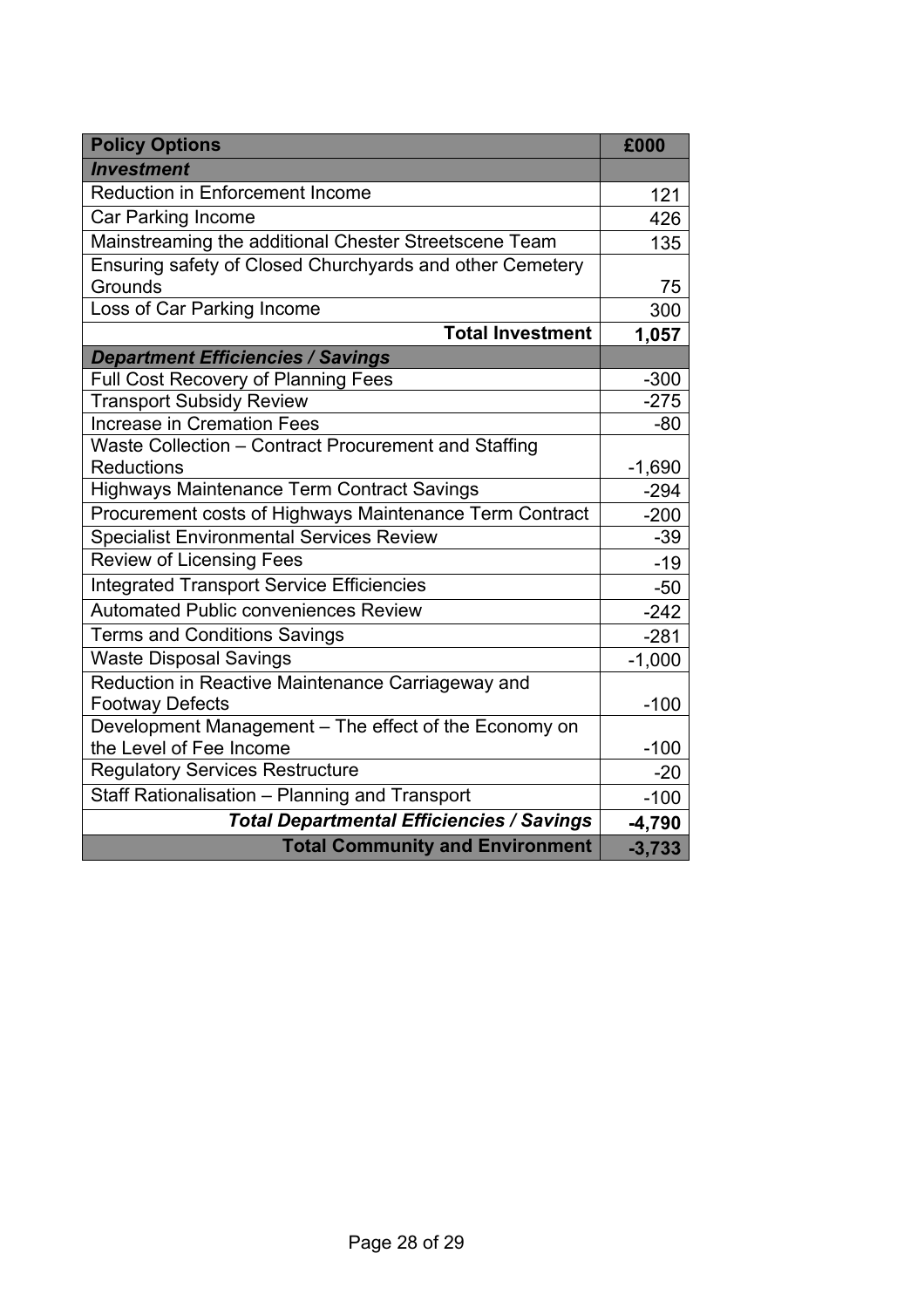| Policy Options | £000 |
|---|---|
| ***Investment*** | |
| Reduction in Enforcement Income | 121 |
| Car Parking Income | 426 |
| Mainstreaming the additional Chester Streetscene Team | 135 |
| Ensuring safety of Closed Churchyards and other Cemetery Grounds | 75 |
| Loss of Car Parking Income | 300 |
| **Total Investment** | **1,057** |
| ***Department Efficiencies / Savings*** | |
| Full Cost Recovery of Planning Fees | -300 |
| Transport Subsidy Review | -275 |
| Increase in Cremation Fees | -80 |
| Waste Collection – Contract Procurement and Staffing Reductions | -1,690 |
| Highways Maintenance Term Contract Savings | -294 |
| Procurement costs of Highways Maintenance Term Contract | -200 |
| Specialist Environmental Services Review | -39 |
| Review of Licensing Fees | -19 |
| Integrated Transport Service Efficiencies | -50 |
| Automated Public conveniences Review | -242 |
| Terms and Conditions Savings | -281 |
| Waste Disposal Savings | -1,000 |
| Reduction in Reactive Maintenance Carriageway and Footway Defects | -100 |
| Development Management – The effect of the Economy on the Level of Fee Income | -100 |
| Regulatory Services Restructure | -20 |
| Staff Rationalisation – Planning and Transport | -100 |
| ***Total Departmental Efficiencies / Savings*** | **-4,790** |
| **Total Community and Environment** | **-3,733** |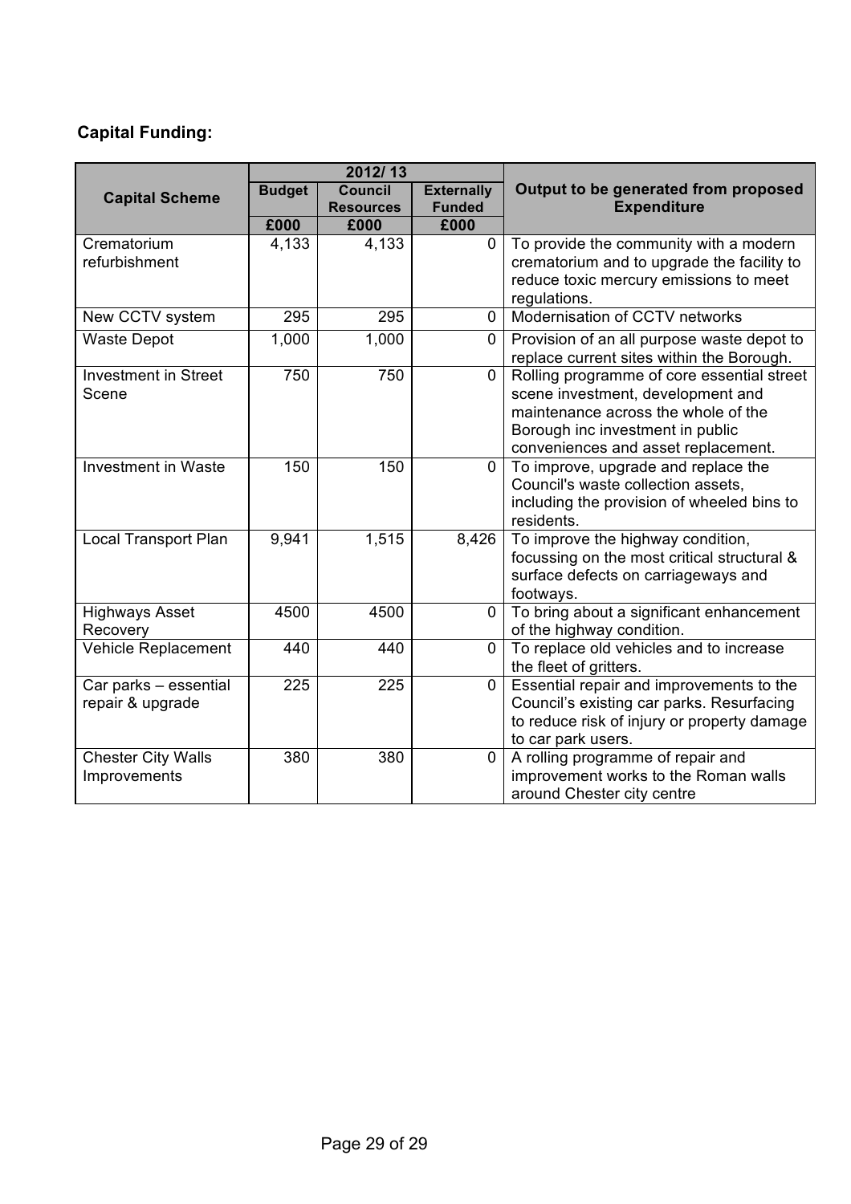**Capital Funding:**

| Capital Scheme | 2012/ 13 | | | Output to be generated from proposed Expenditure |
|---|---|---|---|---|
| | Budget | Council Resources | Externally Funded | |
| | £000 | £000 | £000 | |
| Crematorium refurbishment | 4,133 | 4,133 | 0 | To provide the community with a modern crematorium and to upgrade the facility to reduce toxic mercury emissions to meet regulations. |
| New CCTV system | 295 | 295 | 0 | Modernisation of CCTV networks |
| Waste Depot | 1,000 | 1,000 | 0 | Provision of an all purpose waste depot to replace current sites within the Borough. |
| Investment in Street Scene | 750 | 750 | 0 | Rolling programme of core essential street scene investment, development and maintenance across the whole of the Borough inc investment in public conveniences and asset replacement. |
| Investment in Waste | 150 | 150 | 0 | To improve, upgrade and replace the Council's waste collection assets, including the provision of wheeled bins to residents. |
| Local Transport Plan | 9,941 | 1,515 | 8,426 | To improve the highway condition, focussing on the most critical structural & surface defects on carriageways and footways. |
| Highways Asset Recovery | 4500 | 4500 | 0 | To bring about a significant enhancement of the highway condition. |
| Vehicle Replacement | 440 | 440 | 0 | To replace old vehicles and to increase the fleet of gritters. |
| Car parks – essential repair & upgrade | 225 | 225 | 0 | Essential repair and improvements to the Council's existing car parks. Resurfacing to reduce risk of injury or property damage to car park users. |
| Chester City Walls Improvements | 380 | 380 | 0 | A rolling programme of repair and improvement works to the Roman walls around Chester city centre |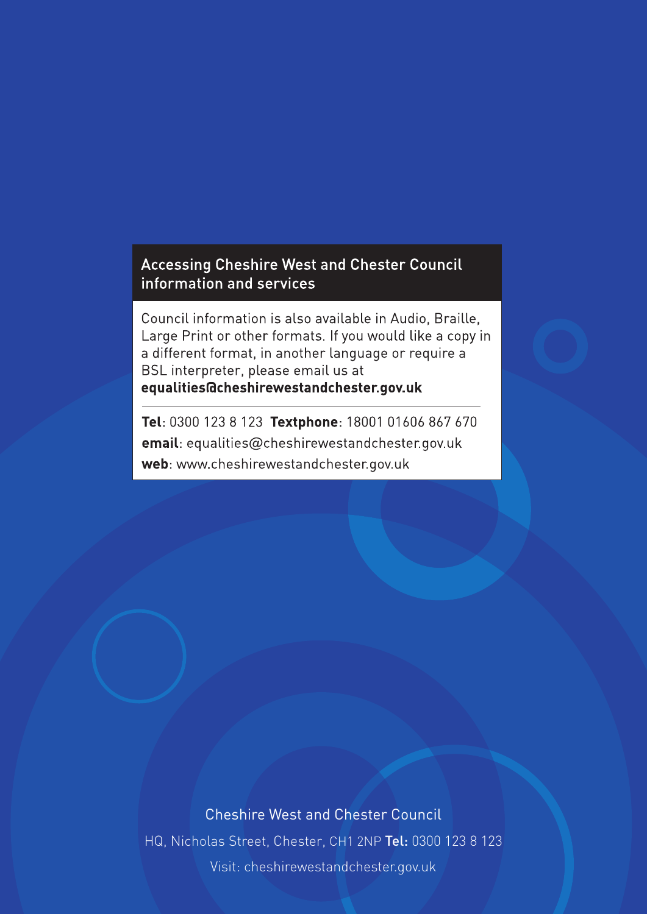## Accessing Cheshire West and Chester Council information and services

Council information is also available in Audio, Braille, Large Print or other formats. If you would like a copy in a different format, in another language or require a BSL interpreter, please email us at **equalities@cheshirewestandchester.gov.uk**

---

**Tel**: 0300 123 8 123 **Textphone**: 18001 01606 867 670
**email**: equalities@cheshirewestandchester.gov.uk
**web**: www.cheshirewestandchester.gov.uk

Cheshire West and Chester Council

HQ, Nicholas Street, Chester, CH1 2NP **Tel:** 0300 123 8 123

Visit: cheshirewestandchester.gov.uk